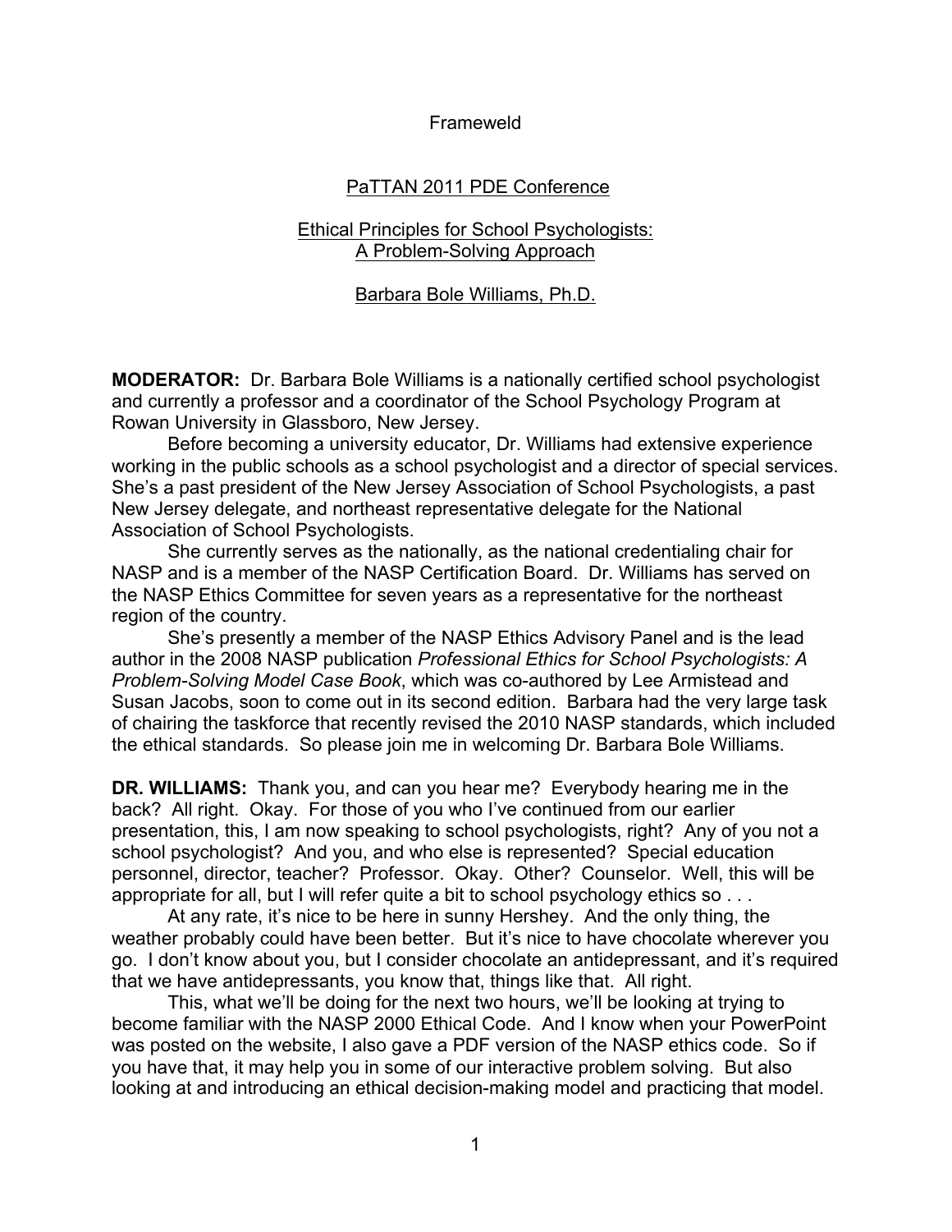Frameweld

## PaTTAN 2011 PDE Conference

## Ethical Principles for School Psychologists: A Problem-Solving Approach

### Barbara Bole Williams, Ph.D.

**MODERATOR:** Dr. Barbara Bole Williams is a nationally certified school psychologist and currently a professor and a coordinator of the School Psychology Program at Rowan University in Glassboro, New Jersey.

Before becoming a university educator, Dr. Williams had extensive experience working in the public schools as a school psychologist and a director of special services. She's a past president of the New Jersey Association of School Psychologists, a past New Jersey delegate, and northeast representative delegate for the National Association of School Psychologists.

She currently serves as the nationally, as the national credentialing chair for NASP and is a member of the NASP Certification Board. Dr. Williams has served on the NASP Ethics Committee for seven years as a representative for the northeast region of the country.

She's presently a member of the NASP Ethics Advisory Panel and is the lead author in the 2008 NASP publication *Professional Ethics for School Psychologists: A Problem-Solving Model Case Book*, which was co-authored by Lee Armistead and Susan Jacobs, soon to come out in its second edition. Barbara had the very large task of chairing the taskforce that recently revised the 2010 NASP standards, which included the ethical standards. So please join me in welcoming Dr. Barbara Bole Williams.

**DR. WILLIAMS:** Thank you, and can you hear me? Everybody hearing me in the back? All right. Okay. For those of you who I've continued from our earlier presentation, this, I am now speaking to school psychologists, right? Any of you not a school psychologist? And you, and who else is represented? Special education personnel, director, teacher? Professor. Okay. Other? Counselor. Well, this will be appropriate for all, but I will refer quite a bit to school psychology ethics so . . .

At any rate, it's nice to be here in sunny Hershey. And the only thing, the weather probably could have been better. But it's nice to have chocolate wherever you go. I don't know about you, but I consider chocolate an antidepressant, and it's required that we have antidepressants, you know that, things like that. All right.

This, what we'll be doing for the next two hours, we'll be looking at trying to become familiar with the NASP 2000 Ethical Code. And I know when your PowerPoint was posted on the website, I also gave a PDF version of the NASP ethics code. So if you have that, it may help you in some of our interactive problem solving. But also looking at and introducing an ethical decision-making model and practicing that model.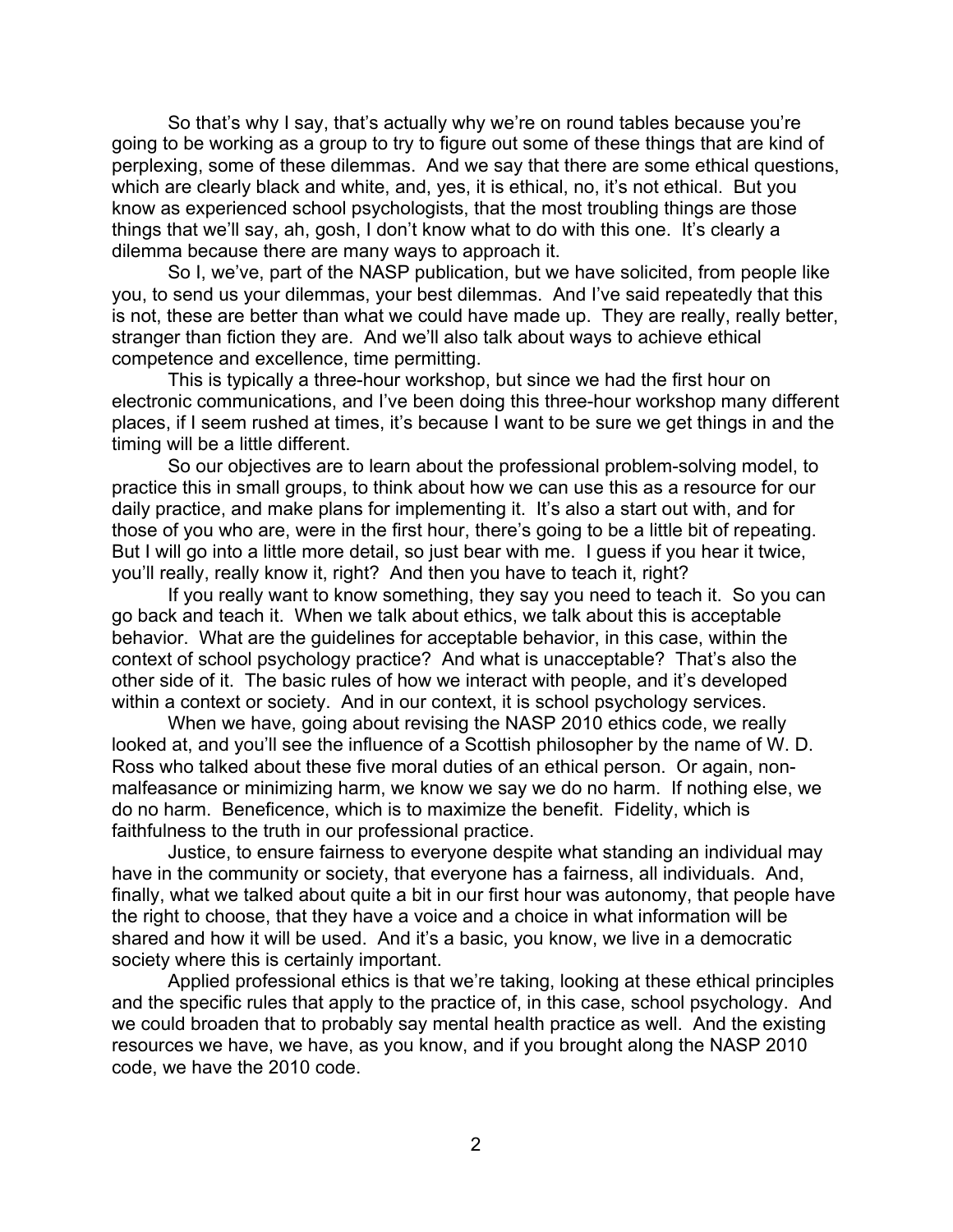So that's why I say, that's actually why we're on round tables because you're going to be working as a group to try to figure out some of these things that are kind of perplexing, some of these dilemmas. And we say that there are some ethical questions, which are clearly black and white, and, yes, it is ethical, no, it's not ethical. But you know as experienced school psychologists, that the most troubling things are those things that we'll say, ah, gosh, I don't know what to do with this one. It's clearly a dilemma because there are many ways to approach it.

So I, we've, part of the NASP publication, but we have solicited, from people like you, to send us your dilemmas, your best dilemmas. And I've said repeatedly that this is not, these are better than what we could have made up. They are really, really better, stranger than fiction they are. And we'll also talk about ways to achieve ethical competence and excellence, time permitting.

This is typically a three-hour workshop, but since we had the first hour on electronic communications, and I've been doing this three-hour workshop many different places, if I seem rushed at times, it's because I want to be sure we get things in and the timing will be a little different.

So our objectives are to learn about the professional problem-solving model, to practice this in small groups, to think about how we can use this as a resource for our daily practice, and make plans for implementing it. It's also a start out with, and for those of you who are, were in the first hour, there's going to be a little bit of repeating. But I will go into a little more detail, so just bear with me. I guess if you hear it twice, you'll really, really know it, right? And then you have to teach it, right?

If you really want to know something, they say you need to teach it. So you can go back and teach it. When we talk about ethics, we talk about this is acceptable behavior. What are the guidelines for acceptable behavior, in this case, within the context of school psychology practice? And what is unacceptable? That's also the other side of it. The basic rules of how we interact with people, and it's developed within a context or society. And in our context, it is school psychology services.

When we have, going about revising the NASP 2010 ethics code, we really looked at, and you'll see the influence of a Scottish philosopher by the name of W. D. Ross who talked about these five moral duties of an ethical person. Or again, non-malfeasance or minimizing harm, we know we say we do no harm. If nothing else, we do no harm. Beneficence, which is to maximize the benefit. Fidelity, which is faithfulness to the truth in our professional practice.

Justice, to ensure fairness to everyone despite what standing an individual may have in the community or society, that everyone has a fairness, all individuals. And, finally, what we talked about quite a bit in our first hour was autonomy, that people have the right to choose, that they have a voice and a choice in what information will be shared and how it will be used. And it's a basic, you know, we live in a democratic society where this is certainly important.

Applied professional ethics is that we're taking, looking at these ethical principles and the specific rules that apply to the practice of, in this case, school psychology. And we could broaden that to probably say mental health practice as well. And the existing resources we have, we have, as you know, and if you brought along the NASP 2010 code, we have the 2010 code.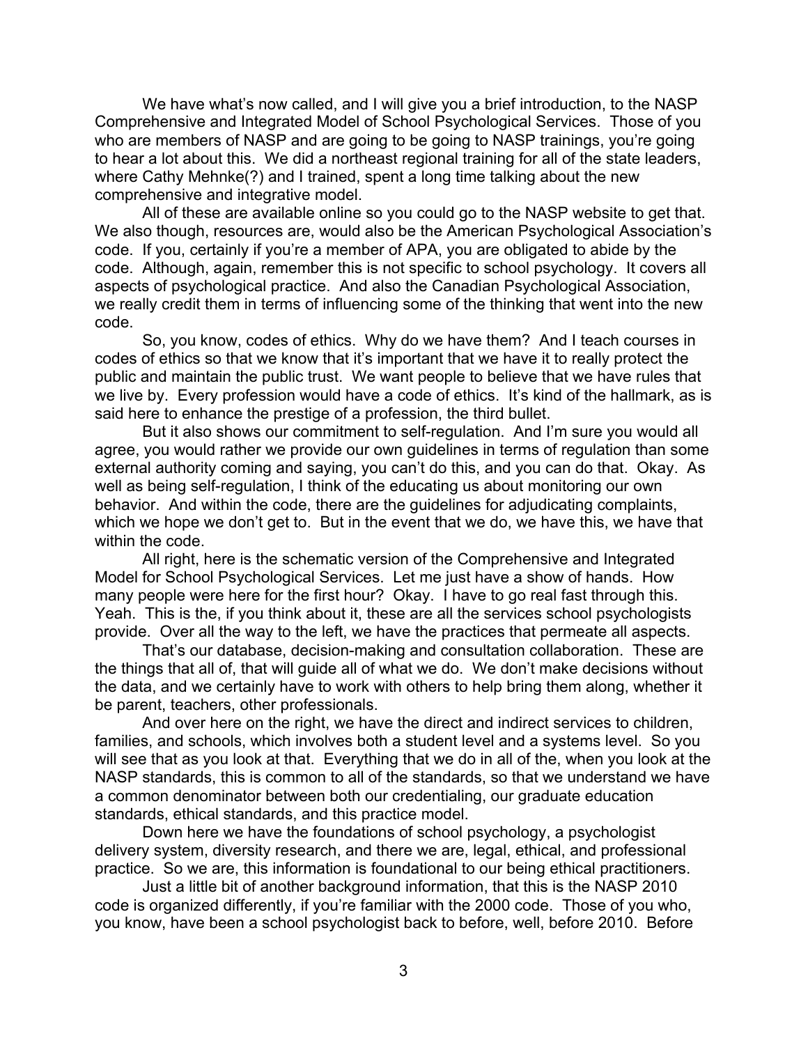We have what's now called, and I will give you a brief introduction, to the NASP Comprehensive and Integrated Model of School Psychological Services. Those of you who are members of NASP and are going to be going to NASP trainings, you're going to hear a lot about this. We did a northeast regional training for all of the state leaders, where Cathy Mehnke(?) and I trained, spent a long time talking about the new comprehensive and integrative model.

All of these are available online so you could go to the NASP website to get that. We also though, resources are, would also be the American Psychological Association's code. If you, certainly if you're a member of APA, you are obligated to abide by the code. Although, again, remember this is not specific to school psychology. It covers all aspects of psychological practice. And also the Canadian Psychological Association, we really credit them in terms of influencing some of the thinking that went into the new code.

So, you know, codes of ethics. Why do we have them? And I teach courses in codes of ethics so that we know that it's important that we have it to really protect the public and maintain the public trust. We want people to believe that we have rules that we live by. Every profession would have a code of ethics. It's kind of the hallmark, as is said here to enhance the prestige of a profession, the third bullet.

But it also shows our commitment to self-regulation. And I'm sure you would all agree, you would rather we provide our own guidelines in terms of regulation than some external authority coming and saying, you can't do this, and you can do that. Okay. As well as being self-regulation, I think of the educating us about monitoring our own behavior. And within the code, there are the guidelines for adjudicating complaints, which we hope we don't get to. But in the event that we do, we have this, we have that within the code.

All right, here is the schematic version of the Comprehensive and Integrated Model for School Psychological Services. Let me just have a show of hands. How many people were here for the first hour? Okay. I have to go real fast through this. Yeah. This is the, if you think about it, these are all the services school psychologists provide. Over all the way to the left, we have the practices that permeate all aspects.

That's our database, decision-making and consultation collaboration. These are the things that all of, that will guide all of what we do. We don't make decisions without the data, and we certainly have to work with others to help bring them along, whether it be parent, teachers, other professionals.

And over here on the right, we have the direct and indirect services to children, families, and schools, which involves both a student level and a systems level. So you will see that as you look at that. Everything that we do in all of the, when you look at the NASP standards, this is common to all of the standards, so that we understand we have a common denominator between both our credentialing, our graduate education standards, ethical standards, and this practice model.

Down here we have the foundations of school psychology, a psychologist delivery system, diversity research, and there we are, legal, ethical, and professional practice. So we are, this information is foundational to our being ethical practitioners.

Just a little bit of another background information, that this is the NASP 2010 code is organized differently, if you're familiar with the 2000 code. Those of you who, you know, have been a school psychologist back to before, well, before 2010. Before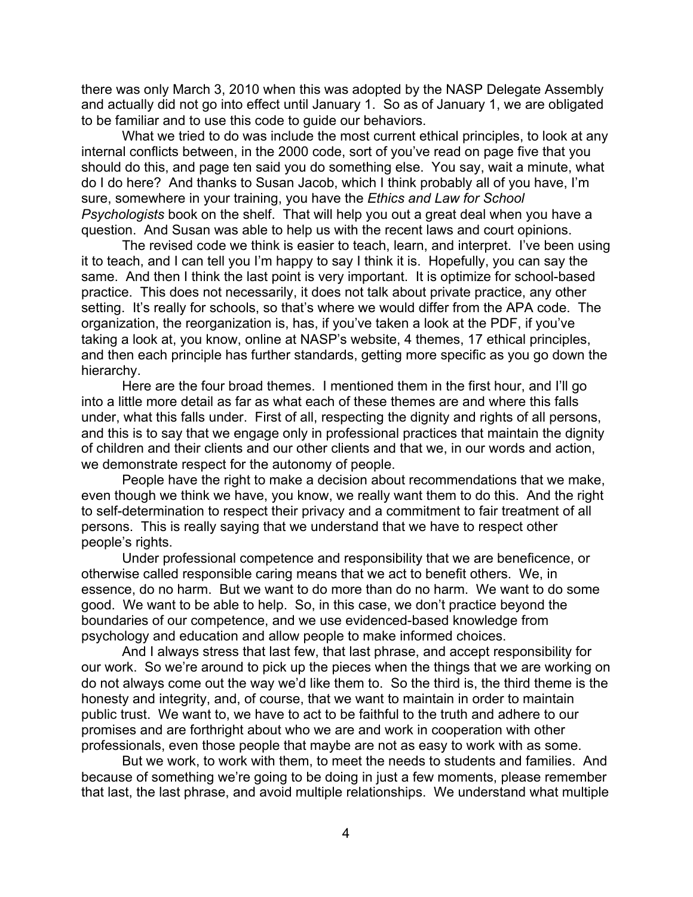there was only March 3, 2010 when this was adopted by the NASP Delegate Assembly and actually did not go into effect until January 1. So as of January 1, we are obligated to be familiar and to use this code to guide our behaviors.

What we tried to do was include the most current ethical principles, to look at any internal conflicts between, in the 2000 code, sort of you've read on page five that you should do this, and page ten said you do something else. You say, wait a minute, what do I do here? And thanks to Susan Jacob, which I think probably all of you have, I'm sure, somewhere in your training, you have the *Ethics and Law for School Psychologists* book on the shelf. That will help you out a great deal when you have a question. And Susan was able to help us with the recent laws and court opinions.

The revised code we think is easier to teach, learn, and interpret. I've been using it to teach, and I can tell you I'm happy to say I think it is. Hopefully, you can say the same. And then I think the last point is very important. It is optimize for school-based practice. This does not necessarily, it does not talk about private practice, any other setting. It's really for schools, so that's where we would differ from the APA code. The organization, the reorganization is, has, if you've taken a look at the PDF, if you've taking a look at, you know, online at NASP's website, 4 themes, 17 ethical principles, and then each principle has further standards, getting more specific as you go down the hierarchy.

Here are the four broad themes. I mentioned them in the first hour, and I'll go into a little more detail as far as what each of these themes are and where this falls under, what this falls under. First of all, respecting the dignity and rights of all persons, and this is to say that we engage only in professional practices that maintain the dignity of children and their clients and our other clients and that we, in our words and action, we demonstrate respect for the autonomy of people.

People have the right to make a decision about recommendations that we make, even though we think we have, you know, we really want them to do this. And the right to self-determination to respect their privacy and a commitment to fair treatment of all persons. This is really saying that we understand that we have to respect other people's rights.

Under professional competence and responsibility that we are beneficence, or otherwise called responsible caring means that we act to benefit others. We, in essence, do no harm. But we want to do more than do no harm. We want to do some good. We want to be able to help. So, in this case, we don't practice beyond the boundaries of our competence, and we use evidenced-based knowledge from psychology and education and allow people to make informed choices.

And I always stress that last few, that last phrase, and accept responsibility for our work. So we're around to pick up the pieces when the things that we are working on do not always come out the way we'd like them to. So the third is, the third theme is the honesty and integrity, and, of course, that we want to maintain in order to maintain public trust. We want to, we have to act to be faithful to the truth and adhere to our promises and are forthright about who we are and work in cooperation with other professionals, even those people that maybe are not as easy to work with as some.

But we work, to work with them, to meet the needs to students and families. And because of something we're going to be doing in just a few moments, please remember that last, the last phrase, and avoid multiple relationships. We understand what multiple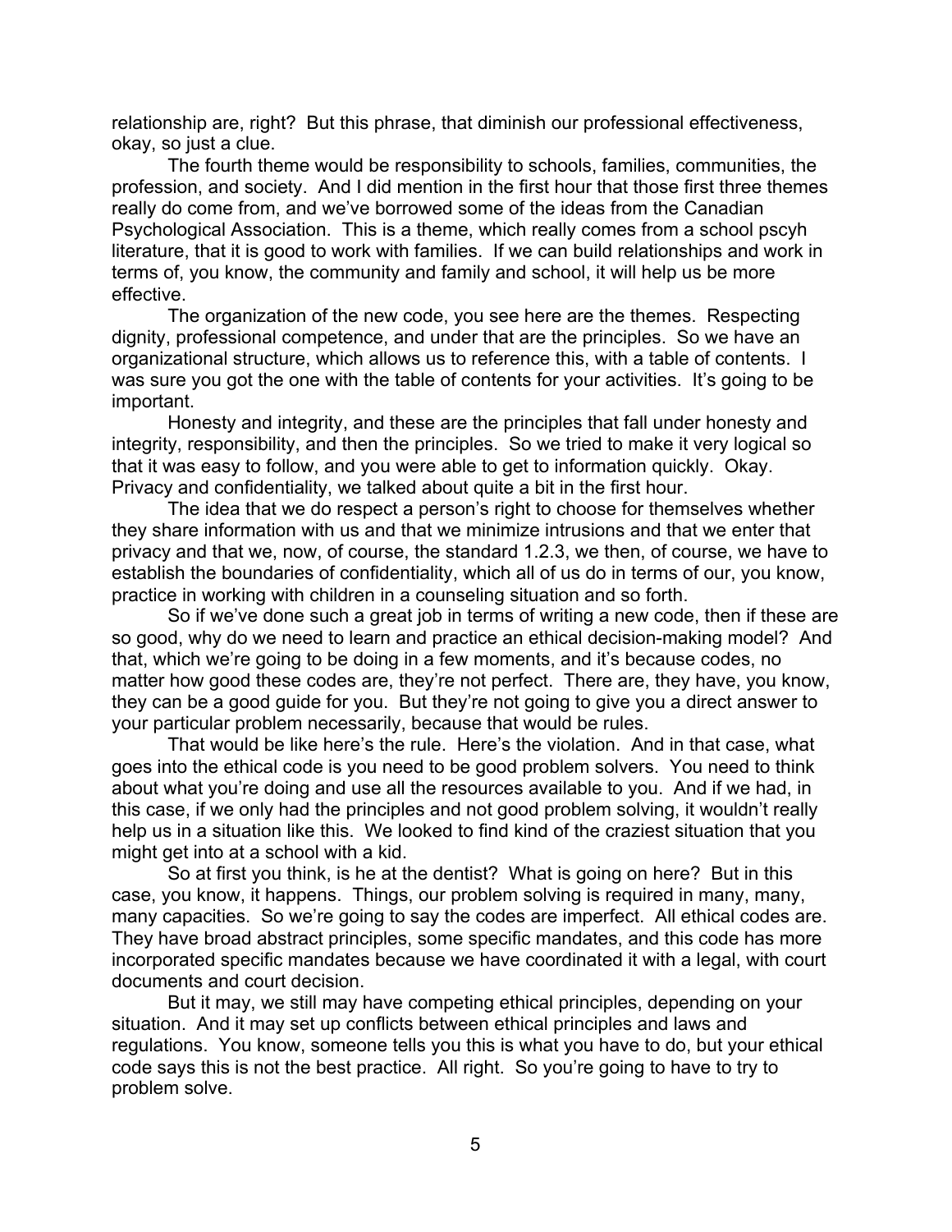relationship are, right? But this phrase, that diminish our professional effectiveness, okay, so just a clue.

The fourth theme would be responsibility to schools, families, communities, the profession, and society. And I did mention in the first hour that those first three themes really do come from, and we've borrowed some of the ideas from the Canadian Psychological Association. This is a theme, which really comes from a school pscyh literature, that it is good to work with families. If we can build relationships and work in terms of, you know, the community and family and school, it will help us be more effective.

The organization of the new code, you see here are the themes. Respecting dignity, professional competence, and under that are the principles. So we have an organizational structure, which allows us to reference this, with a table of contents. I was sure you got the one with the table of contents for your activities. It's going to be important.

Honesty and integrity, and these are the principles that fall under honesty and integrity, responsibility, and then the principles. So we tried to make it very logical so that it was easy to follow, and you were able to get to information quickly. Okay. Privacy and confidentiality, we talked about quite a bit in the first hour.

The idea that we do respect a person's right to choose for themselves whether they share information with us and that we minimize intrusions and that we enter that privacy and that we, now, of course, the standard 1.2.3, we then, of course, we have to establish the boundaries of confidentiality, which all of us do in terms of our, you know, practice in working with children in a counseling situation and so forth.

So if we've done such a great job in terms of writing a new code, then if these are so good, why do we need to learn and practice an ethical decision-making model? And that, which we're going to be doing in a few moments, and it's because codes, no matter how good these codes are, they're not perfect. There are, they have, you know, they can be a good guide for you. But they're not going to give you a direct answer to your particular problem necessarily, because that would be rules.

That would be like here's the rule. Here's the violation. And in that case, what goes into the ethical code is you need to be good problem solvers. You need to think about what you're doing and use all the resources available to you. And if we had, in this case, if we only had the principles and not good problem solving, it wouldn't really help us in a situation like this. We looked to find kind of the craziest situation that you might get into at a school with a kid.

So at first you think, is he at the dentist? What is going on here? But in this case, you know, it happens. Things, our problem solving is required in many, many, many capacities. So we're going to say the codes are imperfect. All ethical codes are. They have broad abstract principles, some specific mandates, and this code has more incorporated specific mandates because we have coordinated it with a legal, with court documents and court decision.

But it may, we still may have competing ethical principles, depending on your situation. And it may set up conflicts between ethical principles and laws and regulations. You know, someone tells you this is what you have to do, but your ethical code says this is not the best practice. All right. So you're going to have to try to problem solve.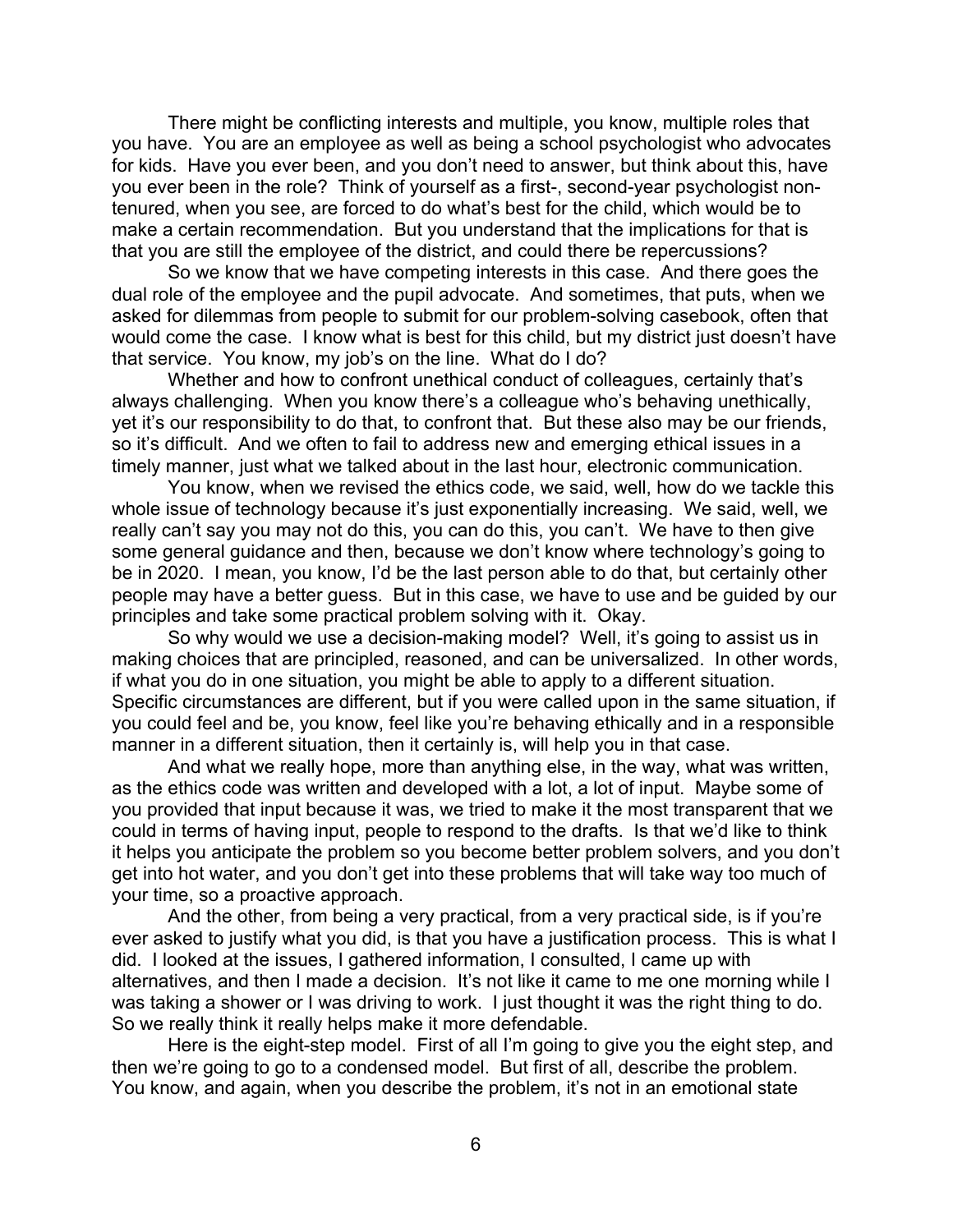There might be conflicting interests and multiple, you know, multiple roles that you have. You are an employee as well as being a school psychologist who advocates for kids. Have you ever been, and you don't need to answer, but think about this, have you ever been in the role? Think of yourself as a first-, second-year psychologist non-tenured, when you see, are forced to do what's best for the child, which would be to make a certain recommendation. But you understand that the implications for that is that you are still the employee of the district, and could there be repercussions?

So we know that we have competing interests in this case. And there goes the dual role of the employee and the pupil advocate. And sometimes, that puts, when we asked for dilemmas from people to submit for our problem-solving casebook, often that would come the case. I know what is best for this child, but my district just doesn't have that service. You know, my job's on the line. What do I do?

Whether and how to confront unethical conduct of colleagues, certainly that's always challenging. When you know there's a colleague who's behaving unethically, yet it's our responsibility to do that, to confront that. But these also may be our friends, so it's difficult. And we often to fail to address new and emerging ethical issues in a timely manner, just what we talked about in the last hour, electronic communication.

You know, when we revised the ethics code, we said, well, how do we tackle this whole issue of technology because it's just exponentially increasing. We said, well, we really can't say you may not do this, you can do this, you can't. We have to then give some general guidance and then, because we don't know where technology's going to be in 2020. I mean, you know, I'd be the last person able to do that, but certainly other people may have a better guess. But in this case, we have to use and be guided by our principles and take some practical problem solving with it. Okay.

So why would we use a decision-making model? Well, it's going to assist us in making choices that are principled, reasoned, and can be universalized. In other words, if what you do in one situation, you might be able to apply to a different situation. Specific circumstances are different, but if you were called upon in the same situation, if you could feel and be, you know, feel like you're behaving ethically and in a responsible manner in a different situation, then it certainly is, will help you in that case.

And what we really hope, more than anything else, in the way, what was written, as the ethics code was written and developed with a lot, a lot of input. Maybe some of you provided that input because it was, we tried to make it the most transparent that we could in terms of having input, people to respond to the drafts. Is that we'd like to think it helps you anticipate the problem so you become better problem solvers, and you don't get into hot water, and you don't get into these problems that will take way too much of your time, so a proactive approach.

And the other, from being a very practical, from a very practical side, is if you're ever asked to justify what you did, is that you have a justification process. This is what I did. I looked at the issues, I gathered information, I consulted, I came up with alternatives, and then I made a decision. It's not like it came to me one morning while I was taking a shower or I was driving to work. I just thought it was the right thing to do. So we really think it really helps make it more defendable.

Here is the eight-step model. First of all I'm going to give you the eight step, and then we're going to go to a condensed model. But first of all, describe the problem. You know, and again, when you describe the problem, it's not in an emotional state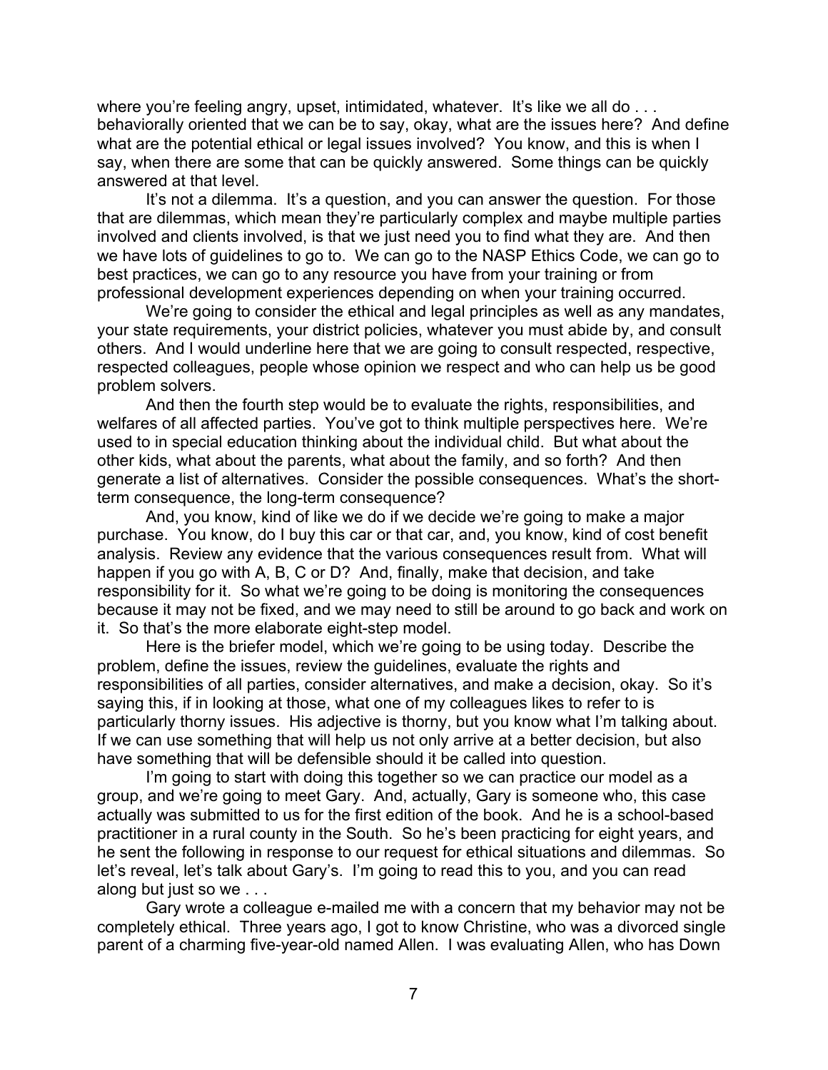where you're feeling angry, upset, intimidated, whatever. It's like we all do . . . behaviorally oriented that we can be to say, okay, what are the issues here? And define what are the potential ethical or legal issues involved? You know, and this is when I say, when there are some that can be quickly answered. Some things can be quickly answered at that level.

It's not a dilemma. It's a question, and you can answer the question. For those that are dilemmas, which mean they're particularly complex and maybe multiple parties involved and clients involved, is that we just need you to find what they are. And then we have lots of guidelines to go to. We can go to the NASP Ethics Code, we can go to best practices, we can go to any resource you have from your training or from professional development experiences depending on when your training occurred.

We're going to consider the ethical and legal principles as well as any mandates, your state requirements, your district policies, whatever you must abide by, and consult others. And I would underline here that we are going to consult respected, respective, respected colleagues, people whose opinion we respect and who can help us be good problem solvers.

And then the fourth step would be to evaluate the rights, responsibilities, and welfares of all affected parties. You've got to think multiple perspectives here. We're used to in special education thinking about the individual child. But what about the other kids, what about the parents, what about the family, and so forth? And then generate a list of alternatives. Consider the possible consequences. What's the short-term consequence, the long-term consequence?

And, you know, kind of like we do if we decide we're going to make a major purchase. You know, do I buy this car or that car, and, you know, kind of cost benefit analysis. Review any evidence that the various consequences result from. What will happen if you go with A, B, C or D? And, finally, make that decision, and take responsibility for it. So what we're going to be doing is monitoring the consequences because it may not be fixed, and we may need to still be around to go back and work on it. So that's the more elaborate eight-step model.

Here is the briefer model, which we're going to be using today. Describe the problem, define the issues, review the guidelines, evaluate the rights and responsibilities of all parties, consider alternatives, and make a decision, okay. So it's saying this, if in looking at those, what one of my colleagues likes to refer to is particularly thorny issues. His adjective is thorny, but you know what I'm talking about. If we can use something that will help us not only arrive at a better decision, but also have something that will be defensible should it be called into question.

I'm going to start with doing this together so we can practice our model as a group, and we're going to meet Gary. And, actually, Gary is someone who, this case actually was submitted to us for the first edition of the book. And he is a school-based practitioner in a rural county in the South. So he's been practicing for eight years, and he sent the following in response to our request for ethical situations and dilemmas. So let's reveal, let's talk about Gary's. I'm going to read this to you, and you can read along but just so we . . .

Gary wrote a colleague e-mailed me with a concern that my behavior may not be completely ethical. Three years ago, I got to know Christine, who was a divorced single parent of a charming five-year-old named Allen. I was evaluating Allen, who has Down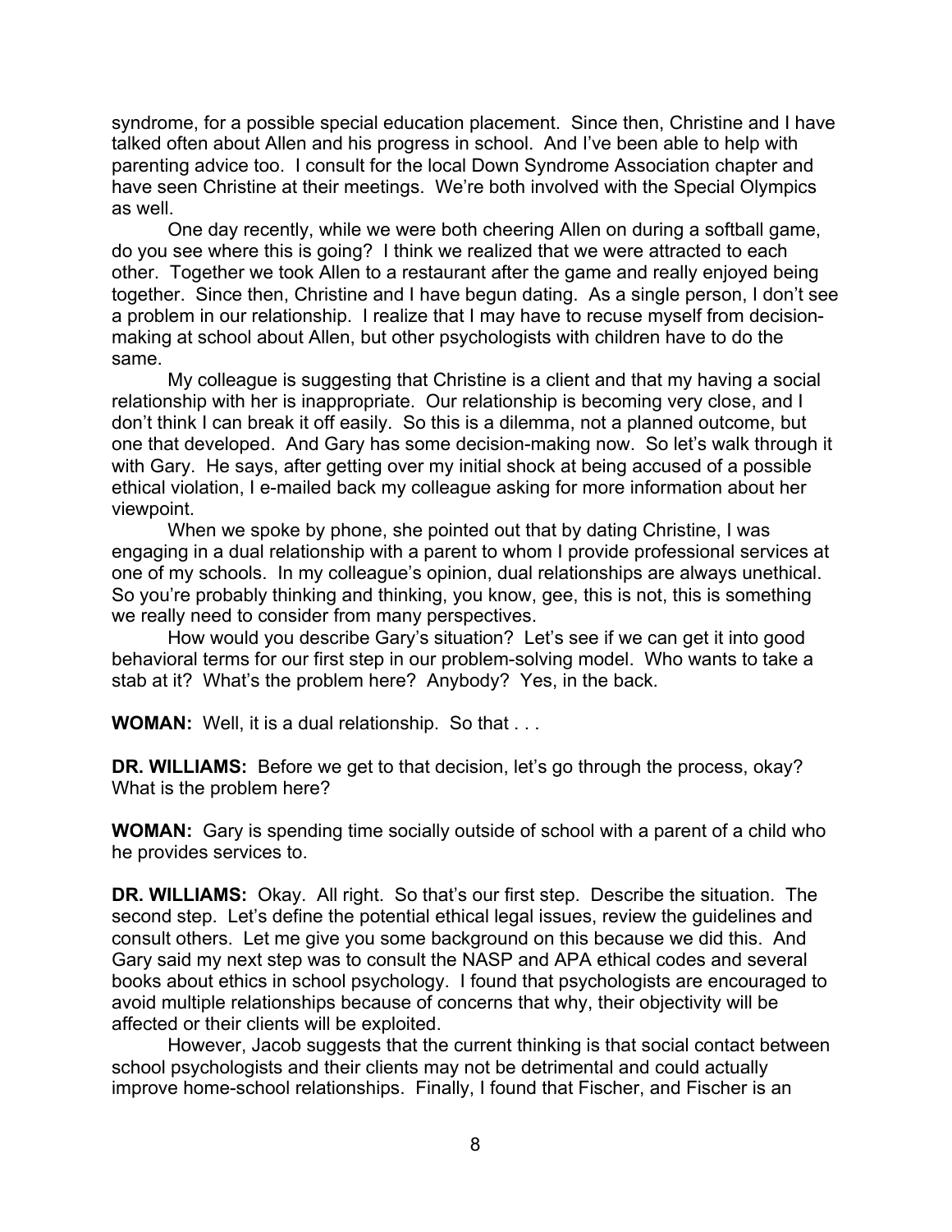syndrome, for a possible special education placement. Since then, Christine and I have talked often about Allen and his progress in school. And I've been able to help with parenting advice too. I consult for the local Down Syndrome Association chapter and have seen Christine at their meetings. We're both involved with the Special Olympics as well.

One day recently, while we were both cheering Allen on during a softball game, do you see where this is going? I think we realized that we were attracted to each other. Together we took Allen to a restaurant after the game and really enjoyed being together. Since then, Christine and I have begun dating. As a single person, I don't see a problem in our relationship. I realize that I may have to recuse myself from decision-making at school about Allen, but other psychologists with children have to do the same.

My colleague is suggesting that Christine is a client and that my having a social relationship with her is inappropriate. Our relationship is becoming very close, and I don't think I can break it off easily. So this is a dilemma, not a planned outcome, but one that developed. And Gary has some decision-making now. So let's walk through it with Gary. He says, after getting over my initial shock at being accused of a possible ethical violation, I e-mailed back my colleague asking for more information about her viewpoint.

When we spoke by phone, she pointed out that by dating Christine, I was engaging in a dual relationship with a parent to whom I provide professional services at one of my schools. In my colleague's opinion, dual relationships are always unethical. So you're probably thinking and thinking, you know, gee, this is not, this is something we really need to consider from many perspectives.

How would you describe Gary's situation? Let's see if we can get it into good behavioral terms for our first step in our problem-solving model. Who wants to take a stab at it? What's the problem here? Anybody? Yes, in the back.

**WOMAN:** Well, it is a dual relationship. So that . . .

**DR. WILLIAMS:** Before we get to that decision, let's go through the process, okay? What is the problem here?

**WOMAN:** Gary is spending time socially outside of school with a parent of a child who he provides services to.

**DR. WILLIAMS:** Okay. All right. So that's our first step. Describe the situation. The second step. Let's define the potential ethical legal issues, review the guidelines and consult others. Let me give you some background on this because we did this. And Gary said my next step was to consult the NASP and APA ethical codes and several books about ethics in school psychology. I found that psychologists are encouraged to avoid multiple relationships because of concerns that why, their objectivity will be affected or their clients will be exploited.

However, Jacob suggests that the current thinking is that social contact between school psychologists and their clients may not be detrimental and could actually improve home-school relationships. Finally, I found that Fischer, and Fischer is an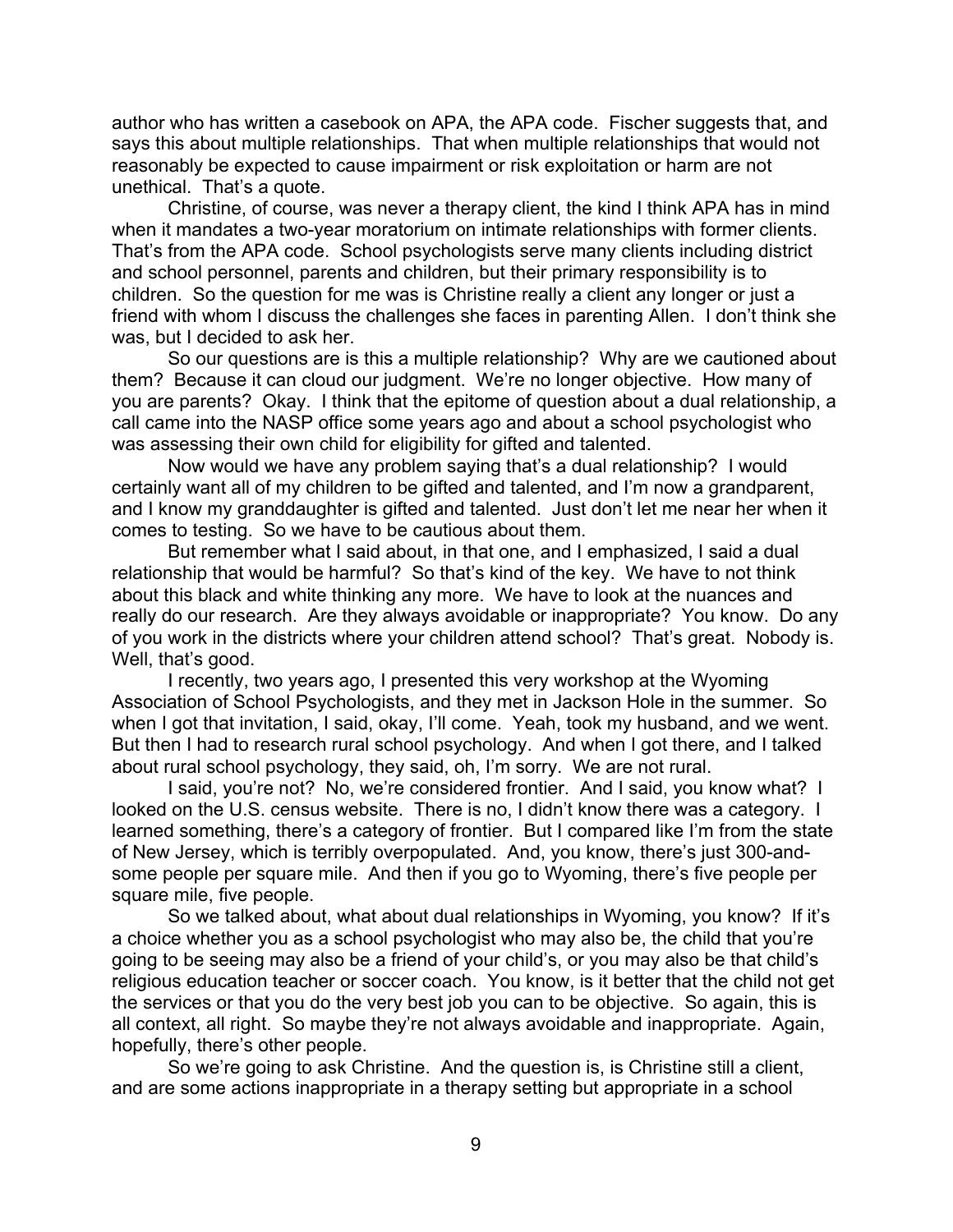author who has written a casebook on APA, the APA code. Fischer suggests that, and says this about multiple relationships. That when multiple relationships that would not reasonably be expected to cause impairment or risk exploitation or harm are not unethical. That's a quote.

Christine, of course, was never a therapy client, the kind I think APA has in mind when it mandates a two-year moratorium on intimate relationships with former clients. That's from the APA code. School psychologists serve many clients including district and school personnel, parents and children, but their primary responsibility is to children. So the question for me was is Christine really a client any longer or just a friend with whom I discuss the challenges she faces in parenting Allen. I don't think she was, but I decided to ask her.

So our questions are is this a multiple relationship? Why are we cautioned about them? Because it can cloud our judgment. We're no longer objective. How many of you are parents? Okay. I think that the epitome of question about a dual relationship, a call came into the NASP office some years ago and about a school psychologist who was assessing their own child for eligibility for gifted and talented.

Now would we have any problem saying that's a dual relationship? I would certainly want all of my children to be gifted and talented, and I'm now a grandparent, and I know my granddaughter is gifted and talented. Just don't let me near her when it comes to testing. So we have to be cautious about them.

But remember what I said about, in that one, and I emphasized, I said a dual relationship that would be harmful? So that's kind of the key. We have to not think about this black and white thinking any more. We have to look at the nuances and really do our research. Are they always avoidable or inappropriate? You know. Do any of you work in the districts where your children attend school? That's great. Nobody is. Well, that's good.

I recently, two years ago, I presented this very workshop at the Wyoming Association of School Psychologists, and they met in Jackson Hole in the summer. So when I got that invitation, I said, okay, I'll come. Yeah, took my husband, and we went. But then I had to research rural school psychology. And when I got there, and I talked about rural school psychology, they said, oh, I'm sorry. We are not rural.

I said, you're not? No, we're considered frontier. And I said, you know what? I looked on the U.S. census website. There is no, I didn't know there was a category. I learned something, there's a category of frontier. But I compared like I'm from the state of New Jersey, which is terribly overpopulated. And, you know, there's just 300-and-some people per square mile. And then if you go to Wyoming, there's five people per square mile, five people.

So we talked about, what about dual relationships in Wyoming, you know? If it's a choice whether you as a school psychologist who may also be, the child that you're going to be seeing may also be a friend of your child's, or you may also be that child's religious education teacher or soccer coach. You know, is it better that the child not get the services or that you do the very best job you can to be objective. So again, this is all context, all right. So maybe they're not always avoidable and inappropriate. Again, hopefully, there's other people.

So we're going to ask Christine. And the question is, is Christine still a client, and are some actions inappropriate in a therapy setting but appropriate in a school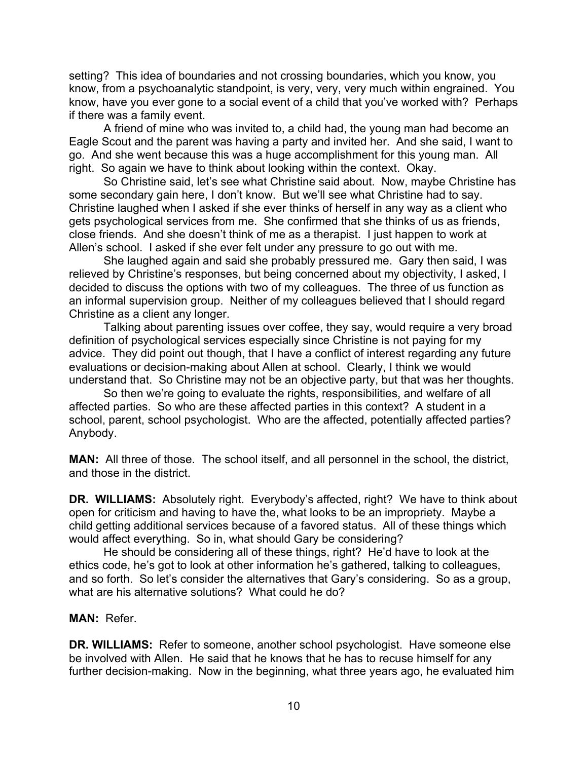setting? This idea of boundaries and not crossing boundaries, which you know, you know, from a psychoanalytic standpoint, is very, very, very much within engrained. You know, have you ever gone to a social event of a child that you've worked with? Perhaps if there was a family event.

A friend of mine who was invited to, a child had, the young man had become an Eagle Scout and the parent was having a party and invited her. And she said, I want to go. And she went because this was a huge accomplishment for this young man. All right. So again we have to think about looking within the context. Okay.

So Christine said, let's see what Christine said about. Now, maybe Christine has some secondary gain here, I don't know. But we'll see what Christine had to say. Christine laughed when I asked if she ever thinks of herself in any way as a client who gets psychological services from me. She confirmed that she thinks of us as friends, close friends. And she doesn't think of me as a therapist. I just happen to work at Allen's school. I asked if she ever felt under any pressure to go out with me.

She laughed again and said she probably pressured me. Gary then said, I was relieved by Christine's responses, but being concerned about my objectivity, I asked, I decided to discuss the options with two of my colleagues. The three of us function as an informal supervision group. Neither of my colleagues believed that I should regard Christine as a client any longer.

Talking about parenting issues over coffee, they say, would require a very broad definition of psychological services especially since Christine is not paying for my advice. They did point out though, that I have a conflict of interest regarding any future evaluations or decision-making about Allen at school. Clearly, I think we would understand that. So Christine may not be an objective party, but that was her thoughts.

So then we're going to evaluate the rights, responsibilities, and welfare of all affected parties. So who are these affected parties in this context? A student in a school, parent, school psychologist. Who are the affected, potentially affected parties? Anybody.

**MAN:** All three of those. The school itself, and all personnel in the school, the district, and those in the district.

**DR. WILLIAMS:** Absolutely right. Everybody's affected, right? We have to think about open for criticism and having to have the, what looks to be an impropriety. Maybe a child getting additional services because of a favored status. All of these things which would affect everything. So in, what should Gary be considering?

He should be considering all of these things, right? He'd have to look at the ethics code, he's got to look at other information he's gathered, talking to colleagues, and so forth. So let's consider the alternatives that Gary's considering. So as a group, what are his alternative solutions? What could he do?

**MAN:** Refer.

**DR. WILLIAMS:** Refer to someone, another school psychologist. Have someone else be involved with Allen. He said that he knows that he has to recuse himself for any further decision-making. Now in the beginning, what three years ago, he evaluated him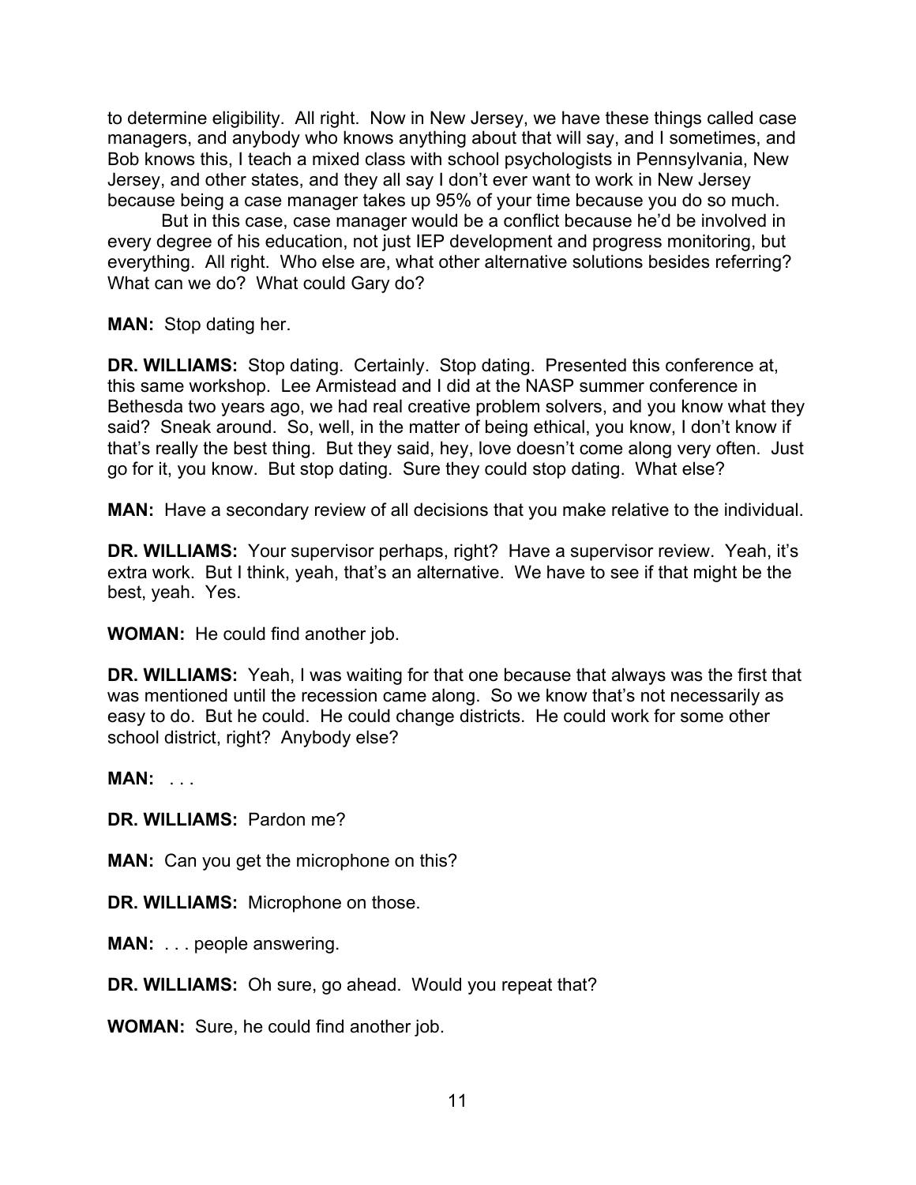to determine eligibility. All right. Now in New Jersey, we have these things called case managers, and anybody who knows anything about that will say, and I sometimes, and Bob knows this, I teach a mixed class with school psychologists in Pennsylvania, New Jersey, and other states, and they all say I don't ever want to work in New Jersey because being a case manager takes up 95% of your time because you do so much.

But in this case, case manager would be a conflict because he'd be involved in every degree of his education, not just IEP development and progress monitoring, but everything. All right. Who else are, what other alternative solutions besides referring? What can we do? What could Gary do?

**MAN:** Stop dating her.

**DR. WILLIAMS:** Stop dating. Certainly. Stop dating. Presented this conference at, this same workshop. Lee Armistead and I did at the NASP summer conference in Bethesda two years ago, we had real creative problem solvers, and you know what they said? Sneak around. So, well, in the matter of being ethical, you know, I don't know if that's really the best thing. But they said, hey, love doesn't come along very often. Just go for it, you know. But stop dating. Sure they could stop dating. What else?

**MAN:** Have a secondary review of all decisions that you make relative to the individual.

**DR. WILLIAMS:** Your supervisor perhaps, right? Have a supervisor review. Yeah, it's extra work. But I think, yeah, that's an alternative. We have to see if that might be the best, yeah. Yes.

**WOMAN:** He could find another job.

**DR. WILLIAMS:** Yeah, I was waiting for that one because that always was the first that was mentioned until the recession came along. So we know that's not necessarily as easy to do. But he could. He could change districts. He could work for some other school district, right? Anybody else?

**MAN:** . . .

**DR. WILLIAMS:** Pardon me?

**MAN:** Can you get the microphone on this?

**DR. WILLIAMS:** Microphone on those.

**MAN:** . . . people answering.

**DR. WILLIAMS:** Oh sure, go ahead. Would you repeat that?

**WOMAN:** Sure, he could find another job.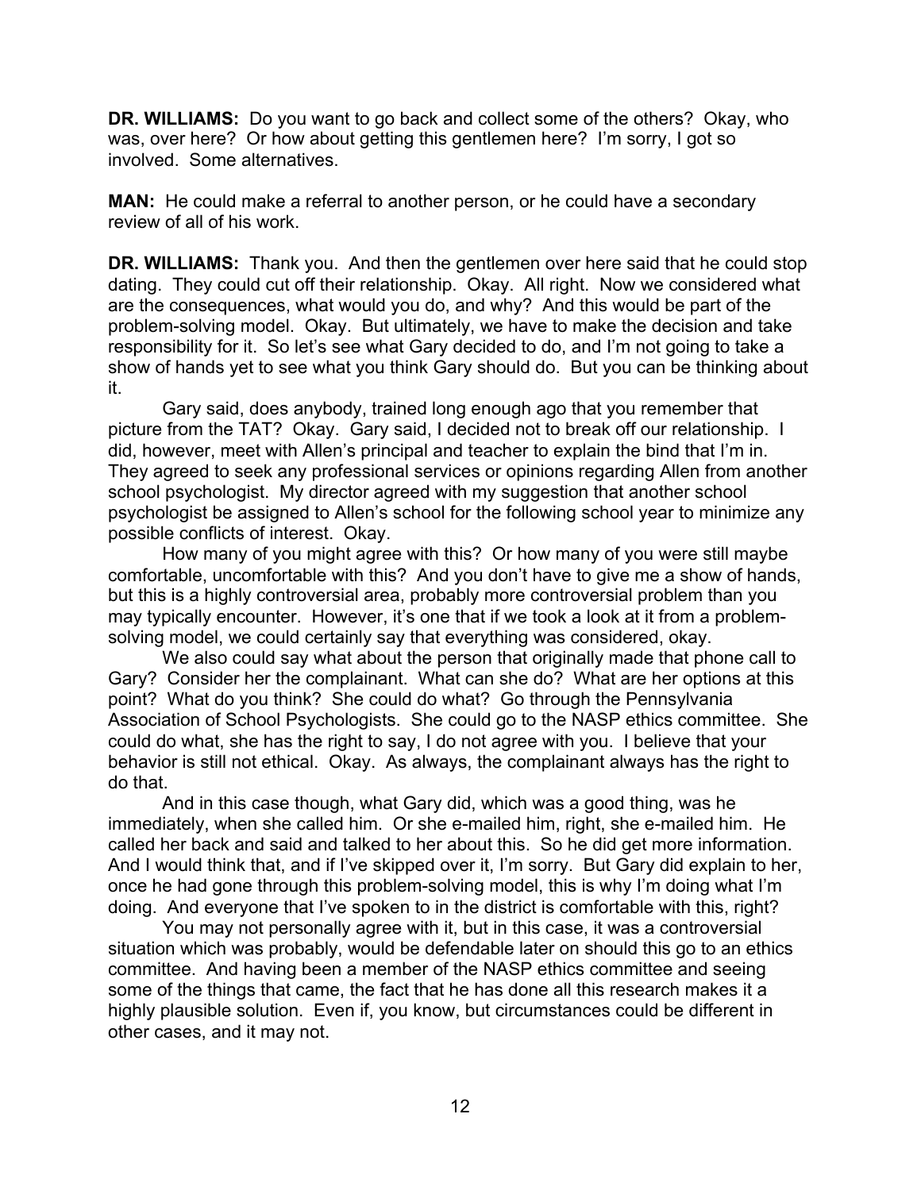**DR. WILLIAMS:** Do you want to go back and collect some of the others? Okay, who was, over here? Or how about getting this gentlemen here? I'm sorry, I got so involved. Some alternatives.

**MAN:** He could make a referral to another person, or he could have a secondary review of all of his work.

**DR. WILLIAMS:** Thank you. And then the gentlemen over here said that he could stop dating. They could cut off their relationship. Okay. All right. Now we considered what are the consequences, what would you do, and why? And this would be part of the problem-solving model. Okay. But ultimately, we have to make the decision and take responsibility for it. So let's see what Gary decided to do, and I'm not going to take a show of hands yet to see what you think Gary should do. But you can be thinking about it.

Gary said, does anybody, trained long enough ago that you remember that picture from the TAT? Okay. Gary said, I decided not to break off our relationship. I did, however, meet with Allen's principal and teacher to explain the bind that I'm in. They agreed to seek any professional services or opinions regarding Allen from another school psychologist. My director agreed with my suggestion that another school psychologist be assigned to Allen's school for the following school year to minimize any possible conflicts of interest. Okay.

How many of you might agree with this? Or how many of you were still maybe comfortable, uncomfortable with this? And you don't have to give me a show of hands, but this is a highly controversial area, probably more controversial problem than you may typically encounter. However, it's one that if we took a look at it from a problem-solving model, we could certainly say that everything was considered, okay.

We also could say what about the person that originally made that phone call to Gary? Consider her the complainant. What can she do? What are her options at this point? What do you think? She could do what? Go through the Pennsylvania Association of School Psychologists. She could go to the NASP ethics committee. She could do what, she has the right to say, I do not agree with you. I believe that your behavior is still not ethical. Okay. As always, the complainant always has the right to do that.

And in this case though, what Gary did, which was a good thing, was he immediately, when she called him. Or she e-mailed him, right, she e-mailed him. He called her back and said and talked to her about this. So he did get more information. And I would think that, and if I've skipped over it, I'm sorry. But Gary did explain to her, once he had gone through this problem-solving model, this is why I'm doing what I'm doing. And everyone that I've spoken to in the district is comfortable with this, right?

You may not personally agree with it, but in this case, it was a controversial situation which was probably, would be defendable later on should this go to an ethics committee. And having been a member of the NASP ethics committee and seeing some of the things that came, the fact that he has done all this research makes it a highly plausible solution. Even if, you know, but circumstances could be different in other cases, and it may not.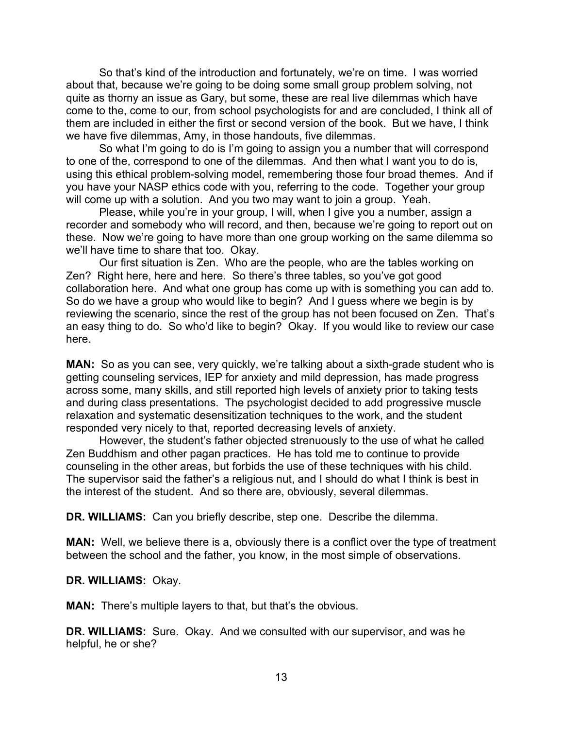So that's kind of the introduction and fortunately, we're on time. I was worried about that, because we're going to be doing some small group problem solving, not quite as thorny an issue as Gary, but some, these are real live dilemmas which have come to the, come to our, from school psychologists for and are concluded, I think all of them are included in either the first or second version of the book. But we have, I think we have five dilemmas, Amy, in those handouts, five dilemmas.

So what I'm going to do is I'm going to assign you a number that will correspond to one of the, correspond to one of the dilemmas. And then what I want you to do is, using this ethical problem-solving model, remembering those four broad themes. And if you have your NASP ethics code with you, referring to the code. Together your group will come up with a solution. And you two may want to join a group. Yeah.

Please, while you're in your group, I will, when I give you a number, assign a recorder and somebody who will record, and then, because we're going to report out on these. Now we're going to have more than one group working on the same dilemma so we'll have time to share that too. Okay.

Our first situation is Zen. Who are the people, who are the tables working on Zen? Right here, here and here. So there's three tables, so you've got good collaboration here. And what one group has come up with is something you can add to. So do we have a group who would like to begin? And I guess where we begin is by reviewing the scenario, since the rest of the group has not been focused on Zen. That's an easy thing to do. So who'd like to begin? Okay. If you would like to review our case here.

**MAN:** So as you can see, very quickly, we're talking about a sixth-grade student who is getting counseling services, IEP for anxiety and mild depression, has made progress across some, many skills, and still reported high levels of anxiety prior to taking tests and during class presentations. The psychologist decided to add progressive muscle relaxation and systematic desensitization techniques to the work, and the student responded very nicely to that, reported decreasing levels of anxiety.

However, the student's father objected strenuously to the use of what he called Zen Buddhism and other pagan practices. He has told me to continue to provide counseling in the other areas, but forbids the use of these techniques with his child. The supervisor said the father's a religious nut, and I should do what I think is best in the interest of the student. And so there are, obviously, several dilemmas.

**DR. WILLIAMS:** Can you briefly describe, step one. Describe the dilemma.

**MAN:** Well, we believe there is a, obviously there is a conflict over the type of treatment between the school and the father, you know, in the most simple of observations.

**DR. WILLIAMS:** Okay.

**MAN:** There's multiple layers to that, but that's the obvious.

**DR. WILLIAMS:** Sure. Okay. And we consulted with our supervisor, and was he helpful, he or she?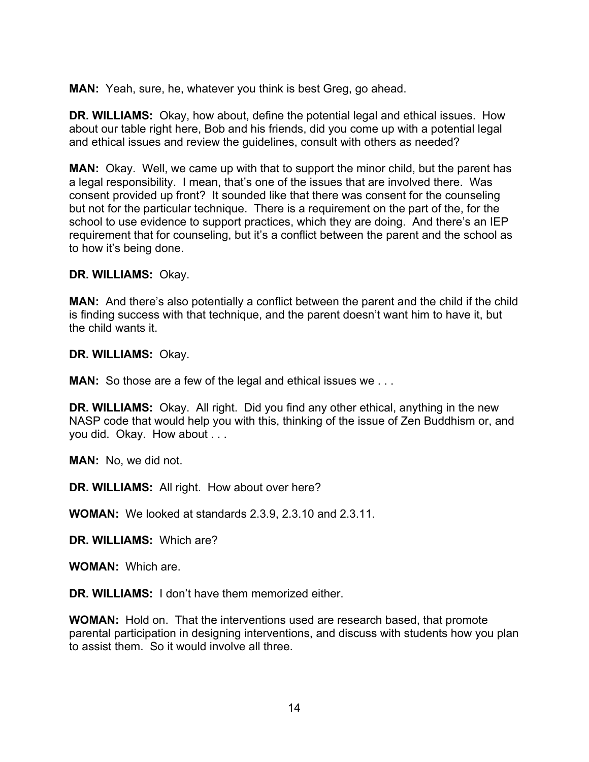**MAN:** Yeah, sure, he, whatever you think is best Greg, go ahead.

**DR. WILLIAMS:** Okay, how about, define the potential legal and ethical issues. How about our table right here, Bob and his friends, did you come up with a potential legal and ethical issues and review the guidelines, consult with others as needed?

**MAN:** Okay. Well, we came up with that to support the minor child, but the parent has a legal responsibility. I mean, that's one of the issues that are involved there. Was consent provided up front? It sounded like that there was consent for the counseling but not for the particular technique. There is a requirement on the part of the, for the school to use evidence to support practices, which they are doing. And there's an IEP requirement that for counseling, but it's a conflict between the parent and the school as to how it's being done.

**DR. WILLIAMS:** Okay.

**MAN:** And there's also potentially a conflict between the parent and the child if the child is finding success with that technique, and the parent doesn't want him to have it, but the child wants it.

**DR. WILLIAMS:** Okay.

**MAN:** So those are a few of the legal and ethical issues we . . .

**DR. WILLIAMS:** Okay. All right. Did you find any other ethical, anything in the new NASP code that would help you with this, thinking of the issue of Zen Buddhism or, and you did. Okay. How about . . .

**MAN:** No, we did not.

**DR. WILLIAMS:** All right. How about over here?

**WOMAN:** We looked at standards 2.3.9, 2.3.10 and 2.3.11.

**DR. WILLIAMS:** Which are?

**WOMAN:** Which are.

**DR. WILLIAMS:** I don't have them memorized either.

**WOMAN:** Hold on. That the interventions used are research based, that promote parental participation in designing interventions, and discuss with students how you plan to assist them. So it would involve all three.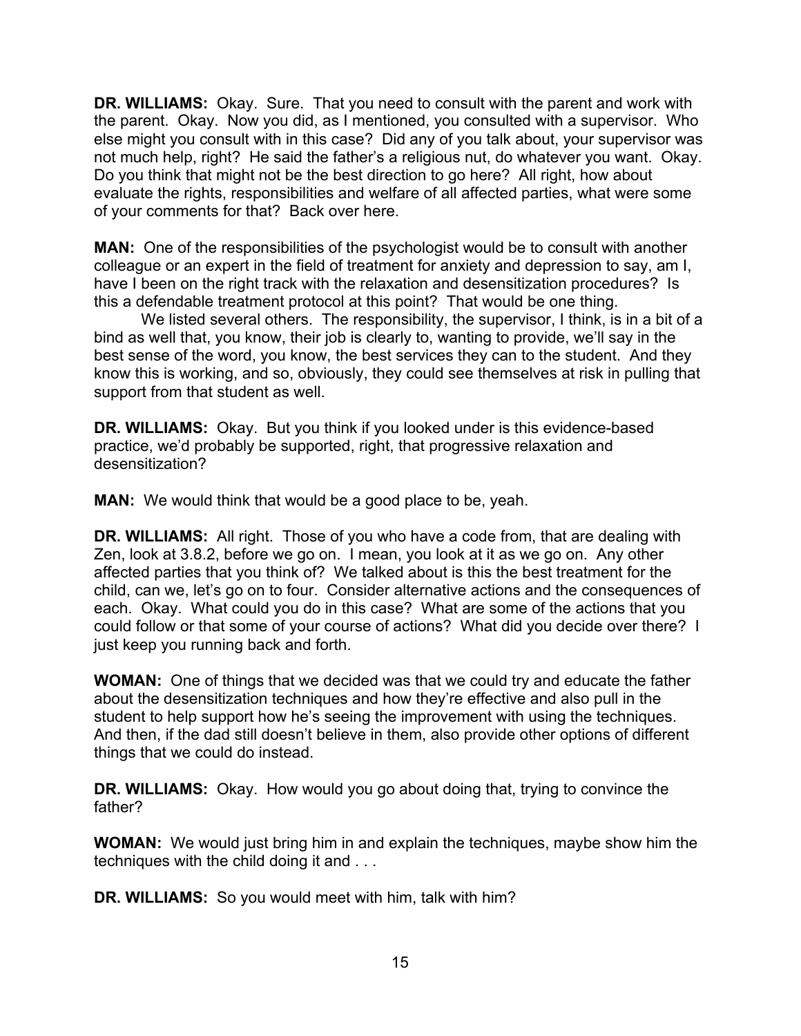**DR. WILLIAMS:** Okay. Sure. That you need to consult with the parent and work with the parent. Okay. Now you did, as I mentioned, you consulted with a supervisor. Who else might you consult with in this case? Did any of you talk about, your supervisor was not much help, right? He said the father's a religious nut, do whatever you want. Okay. Do you think that might not be the best direction to go here? All right, how about evaluate the rights, responsibilities and welfare of all affected parties, what were some of your comments for that? Back over here.

**MAN:** One of the responsibilities of the psychologist would be to consult with another colleague or an expert in the field of treatment for anxiety and depression to say, am I, have I been on the right track with the relaxation and desensitization procedures? Is this a defendable treatment protocol at this point? That would be one thing.

We listed several others. The responsibility, the supervisor, I think, is in a bit of a bind as well that, you know, their job is clearly to, wanting to provide, we'll say in the best sense of the word, you know, the best services they can to the student. And they know this is working, and so, obviously, they could see themselves at risk in pulling that support from that student as well.

**DR. WILLIAMS:** Okay. But you think if you looked under is this evidence-based practice, we'd probably be supported, right, that progressive relaxation and desensitization?

**MAN:** We would think that would be a good place to be, yeah.

**DR. WILLIAMS:** All right. Those of you who have a code from, that are dealing with Zen, look at 3.8.2, before we go on. I mean, you look at it as we go on. Any other affected parties that you think of? We talked about is this the best treatment for the child, can we, let's go on to four. Consider alternative actions and the consequences of each. Okay. What could you do in this case? What are some of the actions that you could follow or that some of your course of actions? What did you decide over there? I just keep you running back and forth.

**WOMAN:** One of things that we decided was that we could try and educate the father about the desensitization techniques and how they're effective and also pull in the student to help support how he's seeing the improvement with using the techniques. And then, if the dad still doesn't believe in them, also provide other options of different things that we could do instead.

**DR. WILLIAMS:** Okay. How would you go about doing that, trying to convince the father?

**WOMAN:** We would just bring him in and explain the techniques, maybe show him the techniques with the child doing it and . . .

**DR. WILLIAMS:** So you would meet with him, talk with him?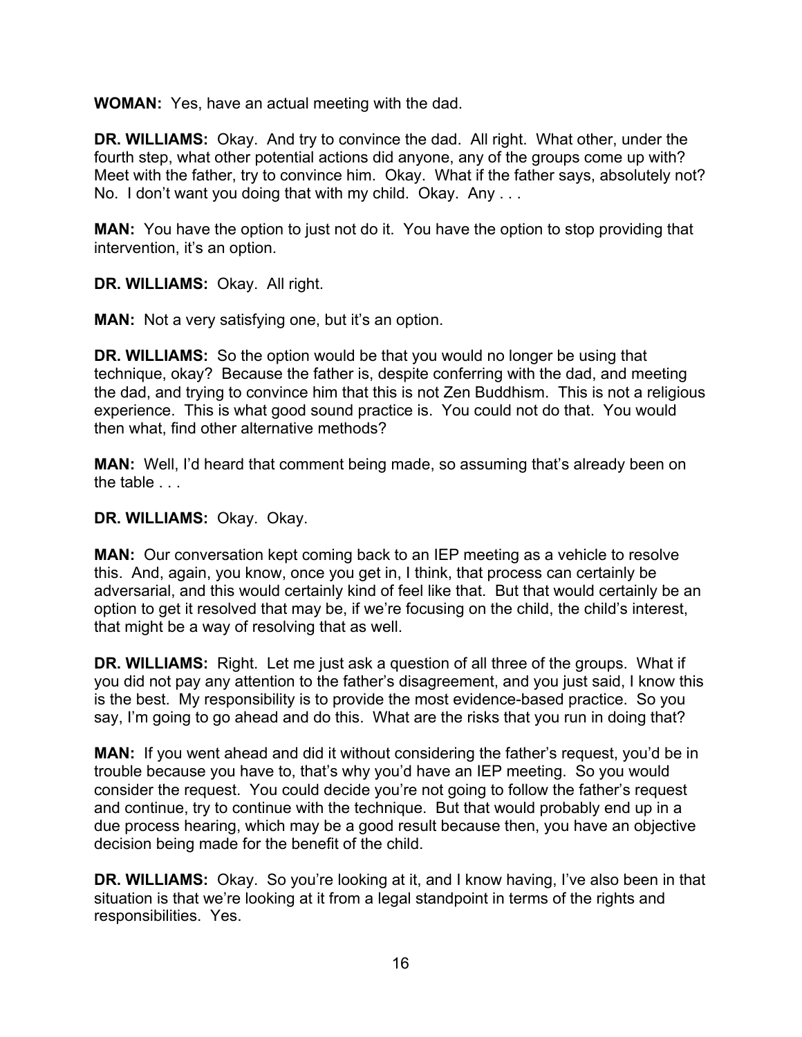**WOMAN:** Yes, have an actual meeting with the dad.

**DR. WILLIAMS:** Okay. And try to convince the dad. All right. What other, under the fourth step, what other potential actions did anyone, any of the groups come up with? Meet with the father, try to convince him. Okay. What if the father says, absolutely not? No. I don't want you doing that with my child. Okay. Any . . .

**MAN:** You have the option to just not do it. You have the option to stop providing that intervention, it's an option.

**DR. WILLIAMS:** Okay. All right.

**MAN:** Not a very satisfying one, but it's an option.

**DR. WILLIAMS:** So the option would be that you would no longer be using that technique, okay? Because the father is, despite conferring with the dad, and meeting the dad, and trying to convince him that this is not Zen Buddhism. This is not a religious experience. This is what good sound practice is. You could not do that. You would then what, find other alternative methods?

**MAN:** Well, I'd heard that comment being made, so assuming that's already been on the table . . .

**DR. WILLIAMS:** Okay. Okay.

**MAN:** Our conversation kept coming back to an IEP meeting as a vehicle to resolve this. And, again, you know, once you get in, I think, that process can certainly be adversarial, and this would certainly kind of feel like that. But that would certainly be an option to get it resolved that may be, if we're focusing on the child, the child's interest, that might be a way of resolving that as well.

**DR. WILLIAMS:** Right. Let me just ask a question of all three of the groups. What if you did not pay any attention to the father's disagreement, and you just said, I know this is the best. My responsibility is to provide the most evidence-based practice. So you say, I'm going to go ahead and do this. What are the risks that you run in doing that?

**MAN:** If you went ahead and did it without considering the father's request, you'd be in trouble because you have to, that's why you'd have an IEP meeting. So you would consider the request. You could decide you're not going to follow the father's request and continue, try to continue with the technique. But that would probably end up in a due process hearing, which may be a good result because then, you have an objective decision being made for the benefit of the child.

**DR. WILLIAMS:** Okay. So you're looking at it, and I know having, I've also been in that situation is that we're looking at it from a legal standpoint in terms of the rights and responsibilities. Yes.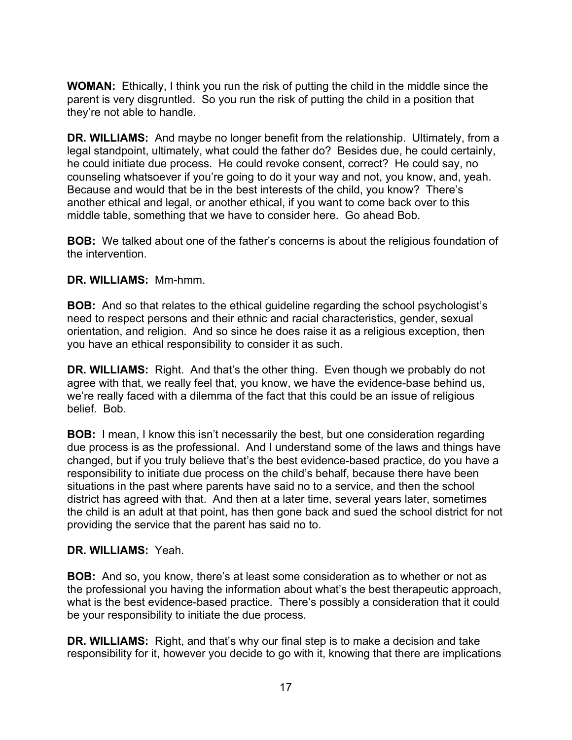**WOMAN:** Ethically, I think you run the risk of putting the child in the middle since the parent is very disgruntled. So you run the risk of putting the child in a position that they're not able to handle.

**DR. WILLIAMS:** And maybe no longer benefit from the relationship. Ultimately, from a legal standpoint, ultimately, what could the father do? Besides due, he could certainly, he could initiate due process. He could revoke consent, correct? He could say, no counseling whatsoever if you're going to do it your way and not, you know, and, yeah. Because and would that be in the best interests of the child, you know? There's another ethical and legal, or another ethical, if you want to come back over to this middle table, something that we have to consider here. Go ahead Bob.

**BOB:** We talked about one of the father's concerns is about the religious foundation of the intervention.

**DR. WILLIAMS:** Mm-hmm.

**BOB:** And so that relates to the ethical guideline regarding the school psychologist's need to respect persons and their ethnic and racial characteristics, gender, sexual orientation, and religion. And so since he does raise it as a religious exception, then you have an ethical responsibility to consider it as such.

**DR. WILLIAMS:** Right. And that's the other thing. Even though we probably do not agree with that, we really feel that, you know, we have the evidence-base behind us, we're really faced with a dilemma of the fact that this could be an issue of religious belief. Bob.

**BOB:** I mean, I know this isn't necessarily the best, but one consideration regarding due process is as the professional. And I understand some of the laws and things have changed, but if you truly believe that's the best evidence-based practice, do you have a responsibility to initiate due process on the child's behalf, because there have been situations in the past where parents have said no to a service, and then the school district has agreed with that. And then at a later time, several years later, sometimes the child is an adult at that point, has then gone back and sued the school district for not providing the service that the parent has said no to.

**DR. WILLIAMS:** Yeah.

**BOB:** And so, you know, there's at least some consideration as to whether or not as the professional you having the information about what's the best therapeutic approach, what is the best evidence-based practice. There's possibly a consideration that it could be your responsibility to initiate the due process.

**DR. WILLIAMS:** Right, and that's why our final step is to make a decision and take responsibility for it, however you decide to go with it, knowing that there are implications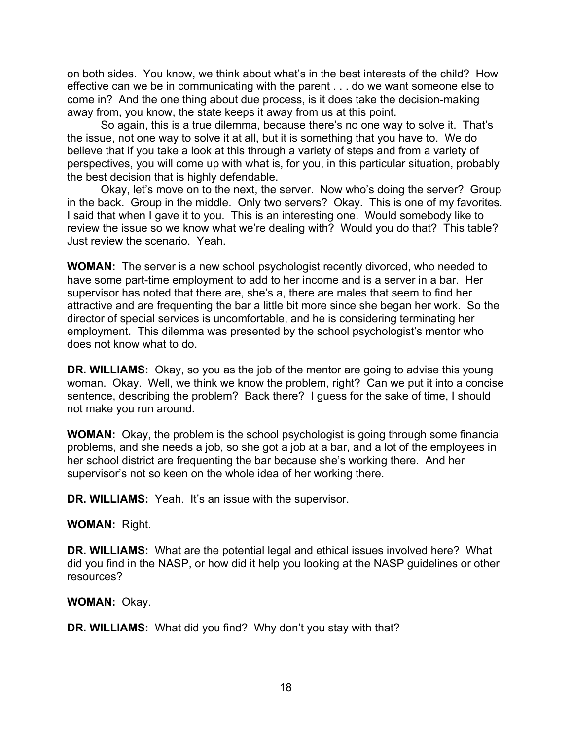on both sides. You know, we think about what's in the best interests of the child? How effective can we be in communicating with the parent . . . do we want someone else to come in? And the one thing about due process, is it does take the decision-making away from, you know, the state keeps it away from us at this point.

So again, this is a true dilemma, because there's no one way to solve it. That's the issue, not one way to solve it at all, but it is something that you have to. We do believe that if you take a look at this through a variety of steps and from a variety of perspectives, you will come up with what is, for you, in this particular situation, probably the best decision that is highly defendable.

Okay, let's move on to the next, the server. Now who's doing the server? Group in the back. Group in the middle. Only two servers? Okay. This is one of my favorites. I said that when I gave it to you. This is an interesting one. Would somebody like to review the issue so we know what we're dealing with? Would you do that? This table? Just review the scenario. Yeah.

**WOMAN:** The server is a new school psychologist recently divorced, who needed to have some part-time employment to add to her income and is a server in a bar. Her supervisor has noted that there are, she's a, there are males that seem to find her attractive and are frequenting the bar a little bit more since she began her work. So the director of special services is uncomfortable, and he is considering terminating her employment. This dilemma was presented by the school psychologist's mentor who does not know what to do.

**DR. WILLIAMS:** Okay, so you as the job of the mentor are going to advise this young woman. Okay. Well, we think we know the problem, right? Can we put it into a concise sentence, describing the problem? Back there? I guess for the sake of time, I should not make you run around.

**WOMAN:** Okay, the problem is the school psychologist is going through some financial problems, and she needs a job, so she got a job at a bar, and a lot of the employees in her school district are frequenting the bar because she's working there. And her supervisor's not so keen on the whole idea of her working there.

**DR. WILLIAMS:** Yeah. It's an issue with the supervisor.

**WOMAN:** Right.

**DR. WILLIAMS:** What are the potential legal and ethical issues involved here? What did you find in the NASP, or how did it help you looking at the NASP guidelines or other resources?

**WOMAN:** Okay.

**DR. WILLIAMS:** What did you find? Why don't you stay with that?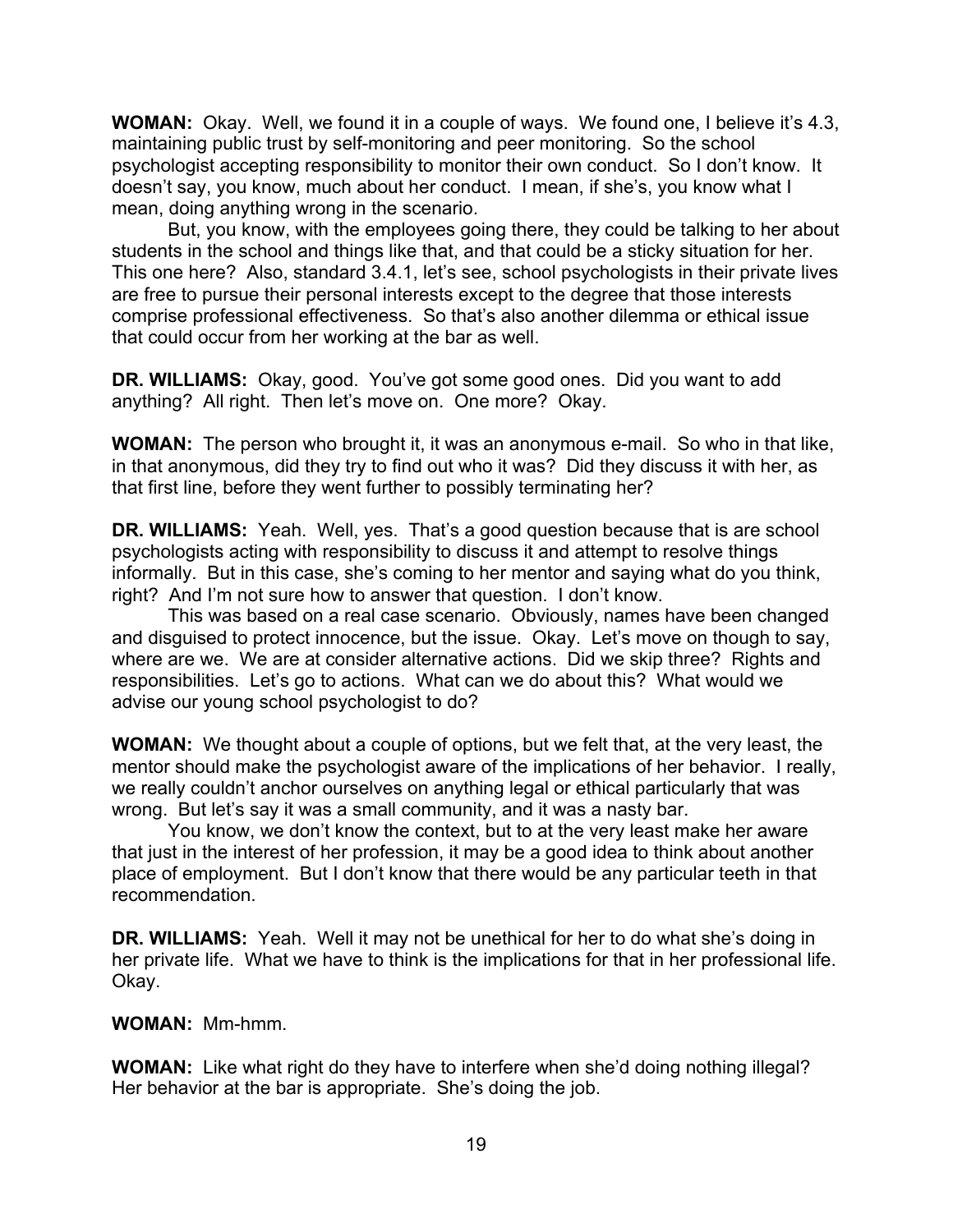**WOMAN:** Okay. Well, we found it in a couple of ways. We found one, I believe it's 4.3, maintaining public trust by self-monitoring and peer monitoring. So the school psychologist accepting responsibility to monitor their own conduct. So I don't know. It doesn't say, you know, much about her conduct. I mean, if she's, you know what I mean, doing anything wrong in the scenario.

But, you know, with the employees going there, they could be talking to her about students in the school and things like that, and that could be a sticky situation for her. This one here? Also, standard 3.4.1, let's see, school psychologists in their private lives are free to pursue their personal interests except to the degree that those interests comprise professional effectiveness. So that's also another dilemma or ethical issue that could occur from her working at the bar as well.

**DR. WILLIAMS:** Okay, good. You've got some good ones. Did you want to add anything? All right. Then let's move on. One more? Okay.

**WOMAN:** The person who brought it, it was an anonymous e-mail. So who in that like, in that anonymous, did they try to find out who it was? Did they discuss it with her, as that first line, before they went further to possibly terminating her?

**DR. WILLIAMS:** Yeah. Well, yes. That's a good question because that is are school psychologists acting with responsibility to discuss it and attempt to resolve things informally. But in this case, she's coming to her mentor and saying what do you think, right? And I'm not sure how to answer that question. I don't know.

This was based on a real case scenario. Obviously, names have been changed and disguised to protect innocence, but the issue. Okay. Let's move on though to say, where are we. We are at consider alternative actions. Did we skip three? Rights and responsibilities. Let's go to actions. What can we do about this? What would we advise our young school psychologist to do?

**WOMAN:** We thought about a couple of options, but we felt that, at the very least, the mentor should make the psychologist aware of the implications of her behavior. I really, we really couldn't anchor ourselves on anything legal or ethical particularly that was wrong. But let's say it was a small community, and it was a nasty bar.

You know, we don't know the context, but to at the very least make her aware that just in the interest of her profession, it may be a good idea to think about another place of employment. But I don't know that there would be any particular teeth in that recommendation.

**DR. WILLIAMS:** Yeah. Well it may not be unethical for her to do what she's doing in her private life. What we have to think is the implications for that in her professional life. Okay.

**WOMAN:** Mm-hmm.

**WOMAN:** Like what right do they have to interfere when she'd doing nothing illegal? Her behavior at the bar is appropriate. She's doing the job.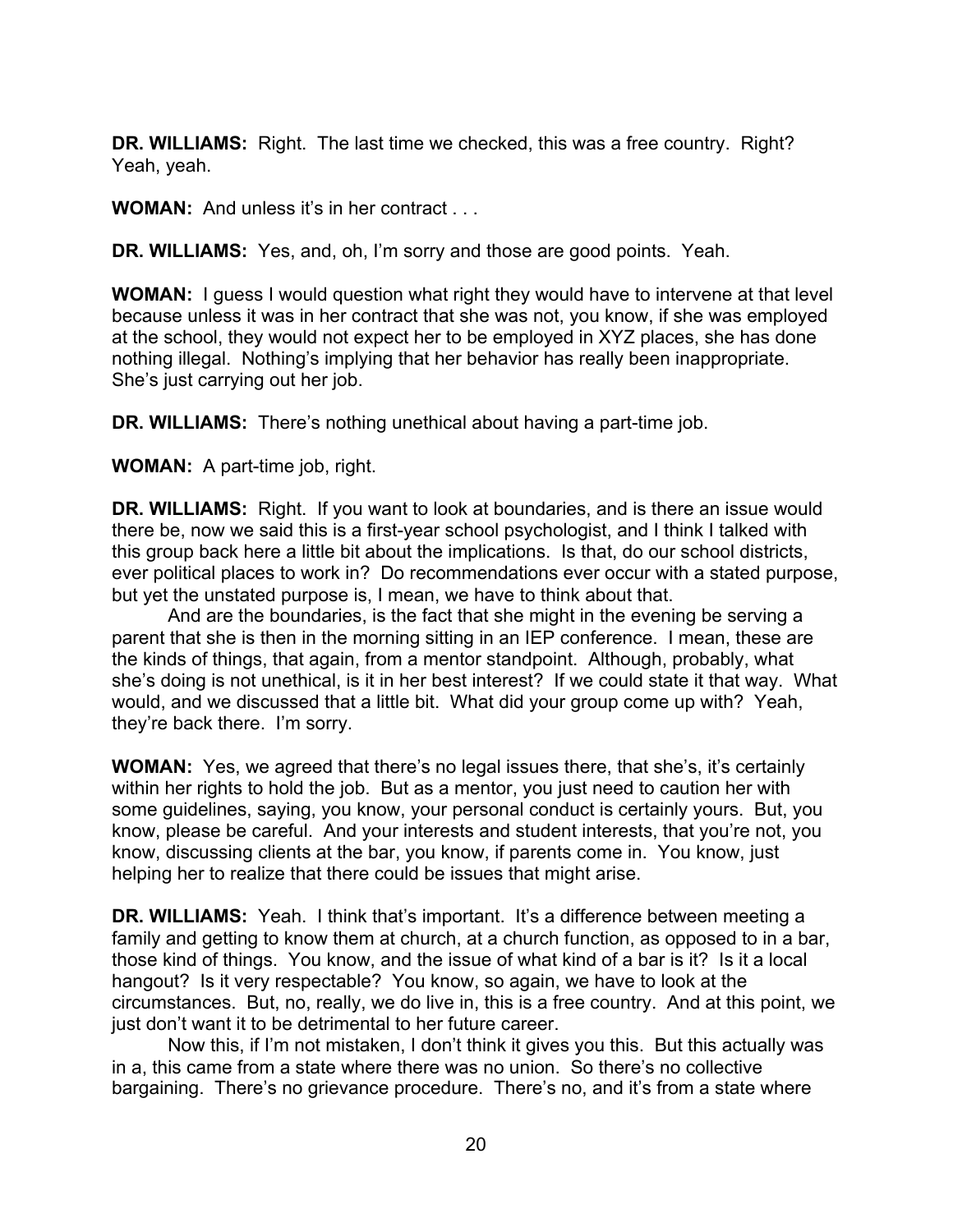**DR. WILLIAMS:** Right. The last time we checked, this was a free country. Right? Yeah, yeah.

**WOMAN:** And unless it's in her contract . . .

**DR. WILLIAMS:** Yes, and, oh, I'm sorry and those are good points. Yeah.

**WOMAN:** I guess I would question what right they would have to intervene at that level because unless it was in her contract that she was not, you know, if she was employed at the school, they would not expect her to be employed in XYZ places, she has done nothing illegal. Nothing's implying that her behavior has really been inappropriate. She's just carrying out her job.

**DR. WILLIAMS:** There's nothing unethical about having a part-time job.

**WOMAN:** A part-time job, right.

**DR. WILLIAMS:** Right. If you want to look at boundaries, and is there an issue would there be, now we said this is a first-year school psychologist, and I think I talked with this group back here a little bit about the implications. Is that, do our school districts, ever political places to work in? Do recommendations ever occur with a stated purpose, but yet the unstated purpose is, I mean, we have to think about that.

And are the boundaries, is the fact that she might in the evening be serving a parent that she is then in the morning sitting in an IEP conference. I mean, these are the kinds of things, that again, from a mentor standpoint. Although, probably, what she's doing is not unethical, is it in her best interest? If we could state it that way. What would, and we discussed that a little bit. What did your group come up with? Yeah, they're back there. I'm sorry.

**WOMAN:** Yes, we agreed that there's no legal issues there, that she's, it's certainly within her rights to hold the job. But as a mentor, you just need to caution her with some guidelines, saying, you know, your personal conduct is certainly yours. But, you know, please be careful. And your interests and student interests, that you're not, you know, discussing clients at the bar, you know, if parents come in. You know, just helping her to realize that there could be issues that might arise.

**DR. WILLIAMS:** Yeah. I think that's important. It's a difference between meeting a family and getting to know them at church, at a church function, as opposed to in a bar, those kind of things. You know, and the issue of what kind of a bar is it? Is it a local hangout? Is it very respectable? You know, so again, we have to look at the circumstances. But, no, really, we do live in, this is a free country. And at this point, we just don't want it to be detrimental to her future career.

Now this, if I'm not mistaken, I don't think it gives you this. But this actually was in a, this came from a state where there was no union. So there's no collective bargaining. There's no grievance procedure. There's no, and it's from a state where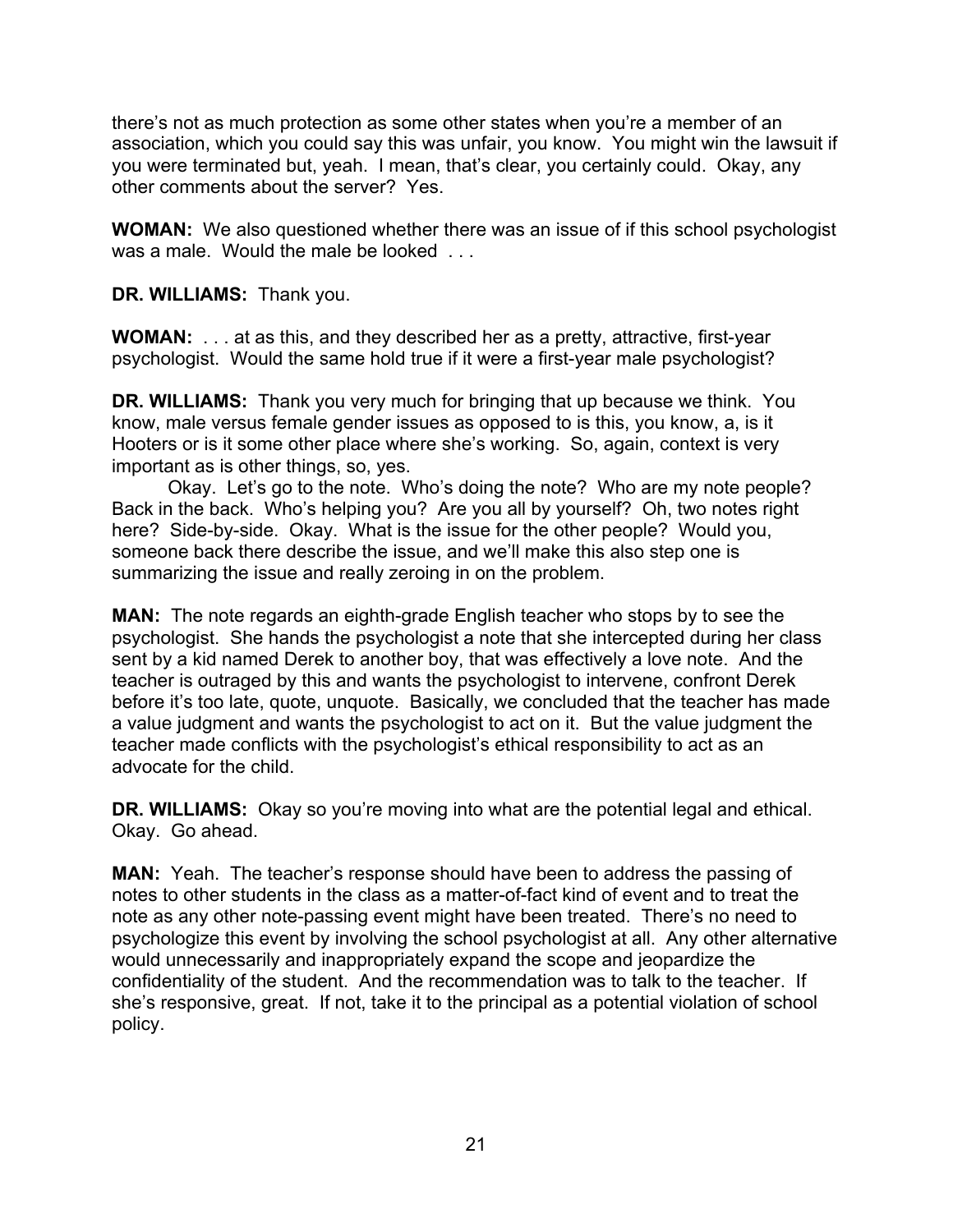there's not as much protection as some other states when you're a member of an association, which you could say this was unfair, you know. You might win the lawsuit if you were terminated but, yeah. I mean, that's clear, you certainly could. Okay, any other comments about the server? Yes.

**WOMAN:** We also questioned whether there was an issue of if this school psychologist was a male. Would the male be looked . . .

**DR. WILLIAMS:** Thank you.

**WOMAN:** . . . at as this, and they described her as a pretty, attractive, first-year psychologist. Would the same hold true if it were a first-year male psychologist?

**DR. WILLIAMS:** Thank you very much for bringing that up because we think. You know, male versus female gender issues as opposed to is this, you know, a, is it Hooters or is it some other place where she's working. So, again, context is very important as is other things, so, yes.

Okay. Let's go to the note. Who's doing the note? Who are my note people? Back in the back. Who's helping you? Are you all by yourself? Oh, two notes right here? Side-by-side. Okay. What is the issue for the other people? Would you, someone back there describe the issue, and we'll make this also step one is summarizing the issue and really zeroing in on the problem.

**MAN:** The note regards an eighth-grade English teacher who stops by to see the psychologist. She hands the psychologist a note that she intercepted during her class sent by a kid named Derek to another boy, that was effectively a love note. And the teacher is outraged by this and wants the psychologist to intervene, confront Derek before it's too late, quote, unquote. Basically, we concluded that the teacher has made a value judgment and wants the psychologist to act on it. But the value judgment the teacher made conflicts with the psychologist's ethical responsibility to act as an advocate for the child.

**DR. WILLIAMS:** Okay so you're moving into what are the potential legal and ethical. Okay. Go ahead.

**MAN:** Yeah. The teacher's response should have been to address the passing of notes to other students in the class as a matter-of-fact kind of event and to treat the note as any other note-passing event might have been treated. There's no need to psychologize this event by involving the school psychologist at all. Any other alternative would unnecessarily and inappropriately expand the scope and jeopardize the confidentiality of the student. And the recommendation was to talk to the teacher. If she's responsive, great. If not, take it to the principal as a potential violation of school policy.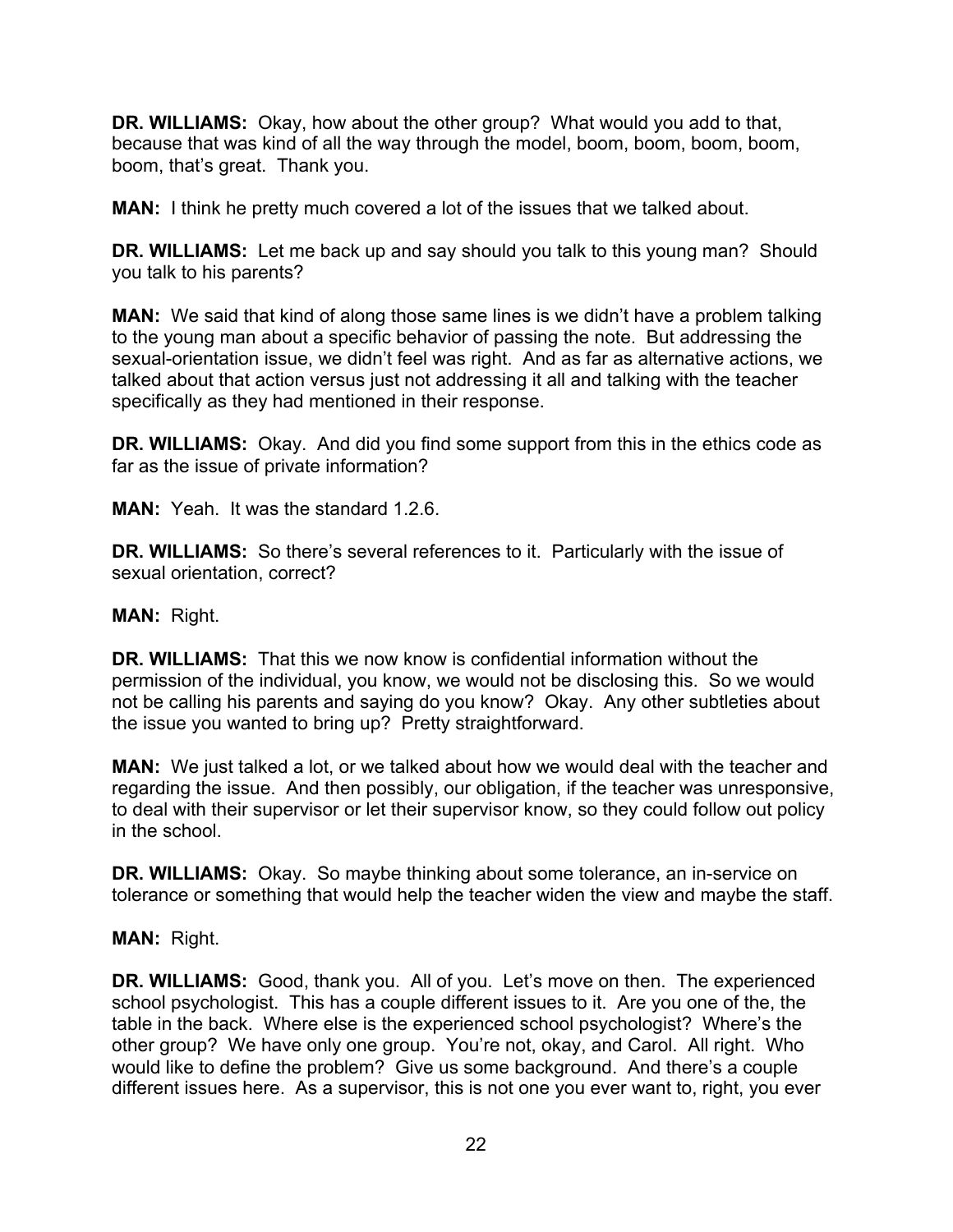**DR. WILLIAMS:** Okay, how about the other group? What would you add to that, because that was kind of all the way through the model, boom, boom, boom, boom, boom, that's great. Thank you.

**MAN:** I think he pretty much covered a lot of the issues that we talked about.

**DR. WILLIAMS:** Let me back up and say should you talk to this young man? Should you talk to his parents?

**MAN:** We said that kind of along those same lines is we didn't have a problem talking to the young man about a specific behavior of passing the note. But addressing the sexual-orientation issue, we didn't feel was right. And as far as alternative actions, we talked about that action versus just not addressing it all and talking with the teacher specifically as they had mentioned in their response.

**DR. WILLIAMS:** Okay. And did you find some support from this in the ethics code as far as the issue of private information?

**MAN:** Yeah. It was the standard 1.2.6.

**DR. WILLIAMS:** So there's several references to it. Particularly with the issue of sexual orientation, correct?

**MAN:** Right.

**DR. WILLIAMS:** That this we now know is confidential information without the permission of the individual, you know, we would not be disclosing this. So we would not be calling his parents and saying do you know? Okay. Any other subtleties about the issue you wanted to bring up? Pretty straightforward.

**MAN:** We just talked a lot, or we talked about how we would deal with the teacher and regarding the issue. And then possibly, our obligation, if the teacher was unresponsive, to deal with their supervisor or let their supervisor know, so they could follow out policy in the school.

**DR. WILLIAMS:** Okay. So maybe thinking about some tolerance, an in-service on tolerance or something that would help the teacher widen the view and maybe the staff.

**MAN:** Right.

**DR. WILLIAMS:** Good, thank you. All of you. Let's move on then. The experienced school psychologist. This has a couple different issues to it. Are you one of the, the table in the back. Where else is the experienced school psychologist? Where's the other group? We have only one group. You're not, okay, and Carol. All right. Who would like to define the problem? Give us some background. And there's a couple different issues here. As a supervisor, this is not one you ever want to, right, you ever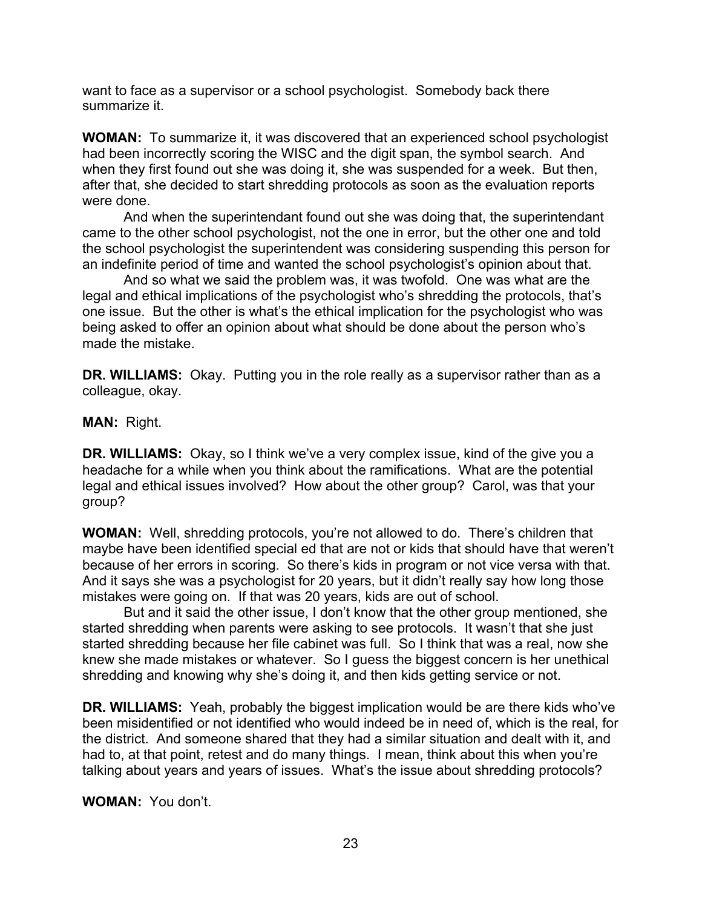want to face as a supervisor or a school psychologist. Somebody back there summarize it.

**WOMAN:** To summarize it, it was discovered that an experienced school psychologist had been incorrectly scoring the WISC and the digit span, the symbol search. And when they first found out she was doing it, she was suspended for a week. But then, after that, she decided to start shredding protocols as soon as the evaluation reports were done.

And when the superintendant found out she was doing that, the superintendant came to the other school psychologist, not the one in error, but the other one and told the school psychologist the superintendent was considering suspending this person for an indefinite period of time and wanted the school psychologist's opinion about that.

And so what we said the problem was, it was twofold. One was what are the legal and ethical implications of the psychologist who's shredding the protocols, that's one issue. But the other is what's the ethical implication for the psychologist who was being asked to offer an opinion about what should be done about the person who's made the mistake.

**DR. WILLIAMS:** Okay. Putting you in the role really as a supervisor rather than as a colleague, okay.

**MAN:** Right.

**DR. WILLIAMS:** Okay, so I think we've a very complex issue, kind of the give you a headache for a while when you think about the ramifications. What are the potential legal and ethical issues involved? How about the other group? Carol, was that your group?

**WOMAN:** Well, shredding protocols, you're not allowed to do. There's children that maybe have been identified special ed that are not or kids that should have that weren't because of her errors in scoring. So there's kids in program or not vice versa with that. And it says she was a psychologist for 20 years, but it didn't really say how long those mistakes were going on. If that was 20 years, kids are out of school.

But and it said the other issue, I don't know that the other group mentioned, she started shredding when parents were asking to see protocols. It wasn't that she just started shredding because her file cabinet was full. So I think that was a real, now she knew she made mistakes or whatever. So I guess the biggest concern is her unethical shredding and knowing why she's doing it, and then kids getting service or not.

**DR. WILLIAMS:** Yeah, probably the biggest implication would be are there kids who've been misidentified or not identified who would indeed be in need of, which is the real, for the district. And someone shared that they had a similar situation and dealt with it, and had to, at that point, retest and do many things. I mean, think about this when you're talking about years and years of issues. What's the issue about shredding protocols?

**WOMAN:** You don't.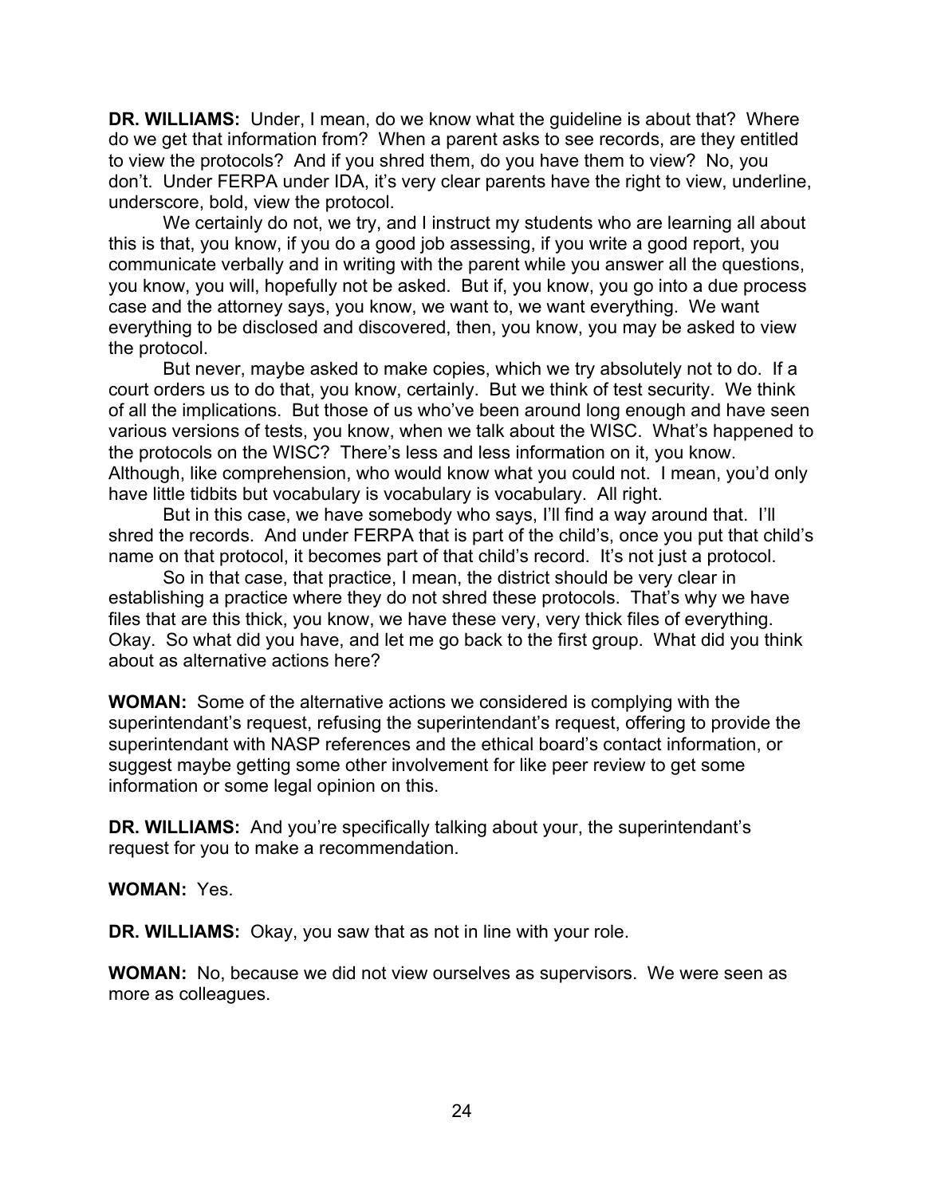**DR. WILLIAMS:** Under, I mean, do we know what the guideline is about that? Where do we get that information from? When a parent asks to see records, are they entitled to view the protocols? And if you shred them, do you have them to view? No, you don't. Under FERPA under IDA, it's very clear parents have the right to view, underline, underscore, bold, view the protocol.

We certainly do not, we try, and I instruct my students who are learning all about this is that, you know, if you do a good job assessing, if you write a good report, you communicate verbally and in writing with the parent while you answer all the questions, you know, you will, hopefully not be asked. But if, you know, you go into a due process case and the attorney says, you know, we want to, we want everything. We want everything to be disclosed and discovered, then, you know, you may be asked to view the protocol.

But never, maybe asked to make copies, which we try absolutely not to do. If a court orders us to do that, you know, certainly. But we think of test security. We think of all the implications. But those of us who've been around long enough and have seen various versions of tests, you know, when we talk about the WISC. What's happened to the protocols on the WISC? There's less and less information on it, you know. Although, like comprehension, who would know what you could not. I mean, you'd only have little tidbits but vocabulary is vocabulary is vocabulary. All right.

But in this case, we have somebody who says, I'll find a way around that. I'll shred the records. And under FERPA that is part of the child's, once you put that child's name on that protocol, it becomes part of that child's record. It's not just a protocol.

So in that case, that practice, I mean, the district should be very clear in establishing a practice where they do not shred these protocols. That's why we have files that are this thick, you know, we have these very, very thick files of everything. Okay. So what did you have, and let me go back to the first group. What did you think about as alternative actions here?

**WOMAN:** Some of the alternative actions we considered is complying with the superintendant's request, refusing the superintendant's request, offering to provide the superintendant with NASP references and the ethical board's contact information, or suggest maybe getting some other involvement for like peer review to get some information or some legal opinion on this.

**DR. WILLIAMS:** And you're specifically talking about your, the superintendant's request for you to make a recommendation.

**WOMAN:** Yes.

**DR. WILLIAMS:** Okay, you saw that as not in line with your role.

**WOMAN:** No, because we did not view ourselves as supervisors. We were seen as more as colleagues.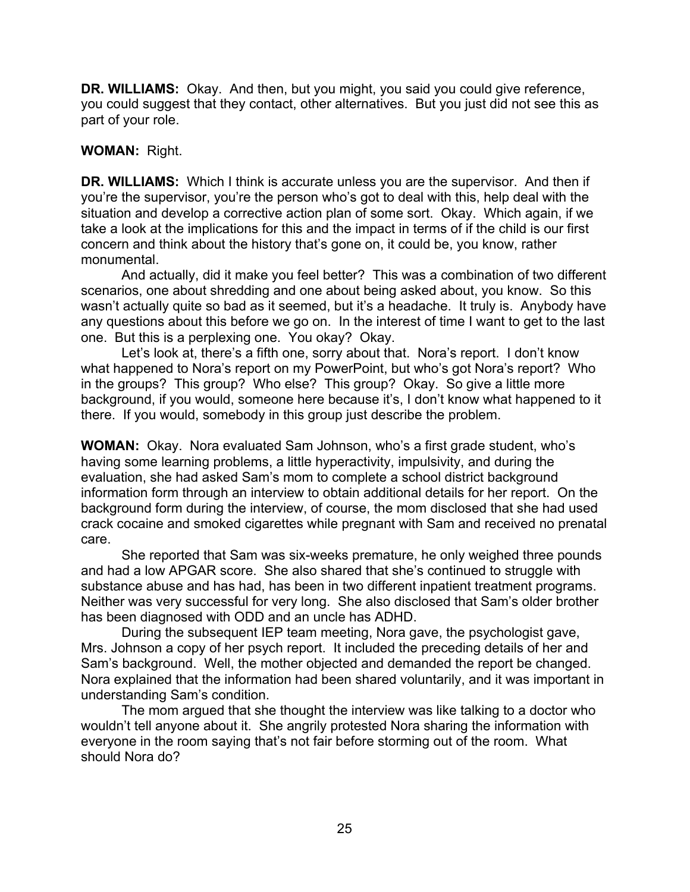**DR. WILLIAMS:** Okay. And then, but you might, you said you could give reference, you could suggest that they contact, other alternatives. But you just did not see this as part of your role.

**WOMAN:** Right.

**DR. WILLIAMS:** Which I think is accurate unless you are the supervisor. And then if you're the supervisor, you're the person who's got to deal with this, help deal with the situation and develop a corrective action plan of some sort. Okay. Which again, if we take a look at the implications for this and the impact in terms of if the child is our first concern and think about the history that's gone on, it could be, you know, rather monumental.

And actually, did it make you feel better? This was a combination of two different scenarios, one about shredding and one about being asked about, you know. So this wasn't actually quite so bad as it seemed, but it's a headache. It truly is. Anybody have any questions about this before we go on. In the interest of time I want to get to the last one. But this is a perplexing one. You okay? Okay.

Let's look at, there's a fifth one, sorry about that. Nora's report. I don't know what happened to Nora's report on my PowerPoint, but who's got Nora's report? Who in the groups? This group? Who else? This group? Okay. So give a little more background, if you would, someone here because it's, I don't know what happened to it there. If you would, somebody in this group just describe the problem.

**WOMAN:** Okay. Nora evaluated Sam Johnson, who's a first grade student, who's having some learning problems, a little hyperactivity, impulsivity, and during the evaluation, she had asked Sam's mom to complete a school district background information form through an interview to obtain additional details for her report. On the background form during the interview, of course, the mom disclosed that she had used crack cocaine and smoked cigarettes while pregnant with Sam and received no prenatal care.

She reported that Sam was six-weeks premature, he only weighed three pounds and had a low APGAR score. She also shared that she's continued to struggle with substance abuse and has had, has been in two different inpatient treatment programs. Neither was very successful for very long. She also disclosed that Sam's older brother has been diagnosed with ODD and an uncle has ADHD.

During the subsequent IEP team meeting, Nora gave, the psychologist gave, Mrs. Johnson a copy of her psych report. It included the preceding details of her and Sam's background. Well, the mother objected and demanded the report be changed. Nora explained that the information had been shared voluntarily, and it was important in understanding Sam's condition.

The mom argued that she thought the interview was like talking to a doctor who wouldn't tell anyone about it. She angrily protested Nora sharing the information with everyone in the room saying that's not fair before storming out of the room. What should Nora do?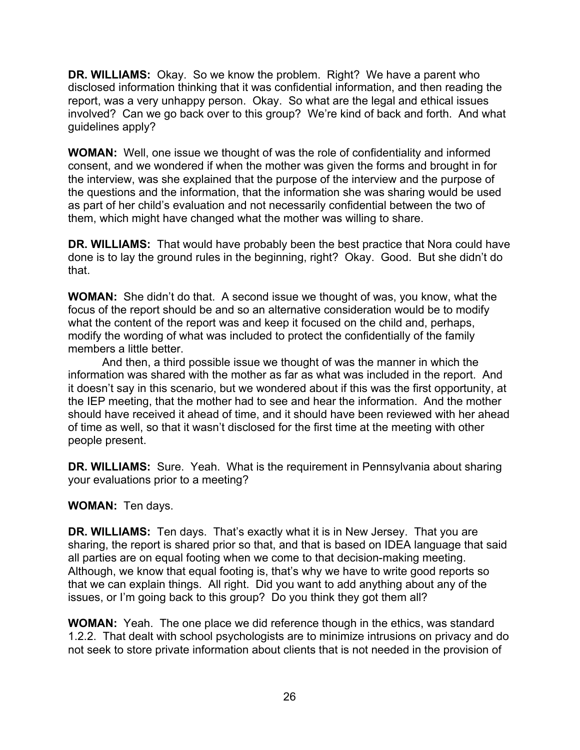**DR. WILLIAMS:** Okay. So we know the problem. Right? We have a parent who disclosed information thinking that it was confidential information, and then reading the report, was a very unhappy person. Okay. So what are the legal and ethical issues involved? Can we go back over to this group? We're kind of back and forth. And what guidelines apply?

**WOMAN:** Well, one issue we thought of was the role of confidentiality and informed consent, and we wondered if when the mother was given the forms and brought in for the interview, was she explained that the purpose of the interview and the purpose of the questions and the information, that the information she was sharing would be used as part of her child's evaluation and not necessarily confidential between the two of them, which might have changed what the mother was willing to share.

**DR. WILLIAMS:** That would have probably been the best practice that Nora could have done is to lay the ground rules in the beginning, right? Okay. Good. But she didn't do that.

**WOMAN:** She didn't do that. A second issue we thought of was, you know, what the focus of the report should be and so an alternative consideration would be to modify what the content of the report was and keep it focused on the child and, perhaps, modify the wording of what was included to protect the confidentially of the family members a little better.

And then, a third possible issue we thought of was the manner in which the information was shared with the mother as far as what was included in the report. And it doesn't say in this scenario, but we wondered about if this was the first opportunity, at the IEP meeting, that the mother had to see and hear the information. And the mother should have received it ahead of time, and it should have been reviewed with her ahead of time as well, so that it wasn't disclosed for the first time at the meeting with other people present.

**DR. WILLIAMS:** Sure. Yeah. What is the requirement in Pennsylvania about sharing your evaluations prior to a meeting?

**WOMAN:** Ten days.

**DR. WILLIAMS:** Ten days. That's exactly what it is in New Jersey. That you are sharing, the report is shared prior so that, and that is based on IDEA language that said all parties are on equal footing when we come to that decision-making meeting. Although, we know that equal footing is, that's why we have to write good reports so that we can explain things. All right. Did you want to add anything about any of the issues, or I'm going back to this group? Do you think they got them all?

**WOMAN:** Yeah. The one place we did reference though in the ethics, was standard 1.2.2. That dealt with school psychologists are to minimize intrusions on privacy and do not seek to store private information about clients that is not needed in the provision of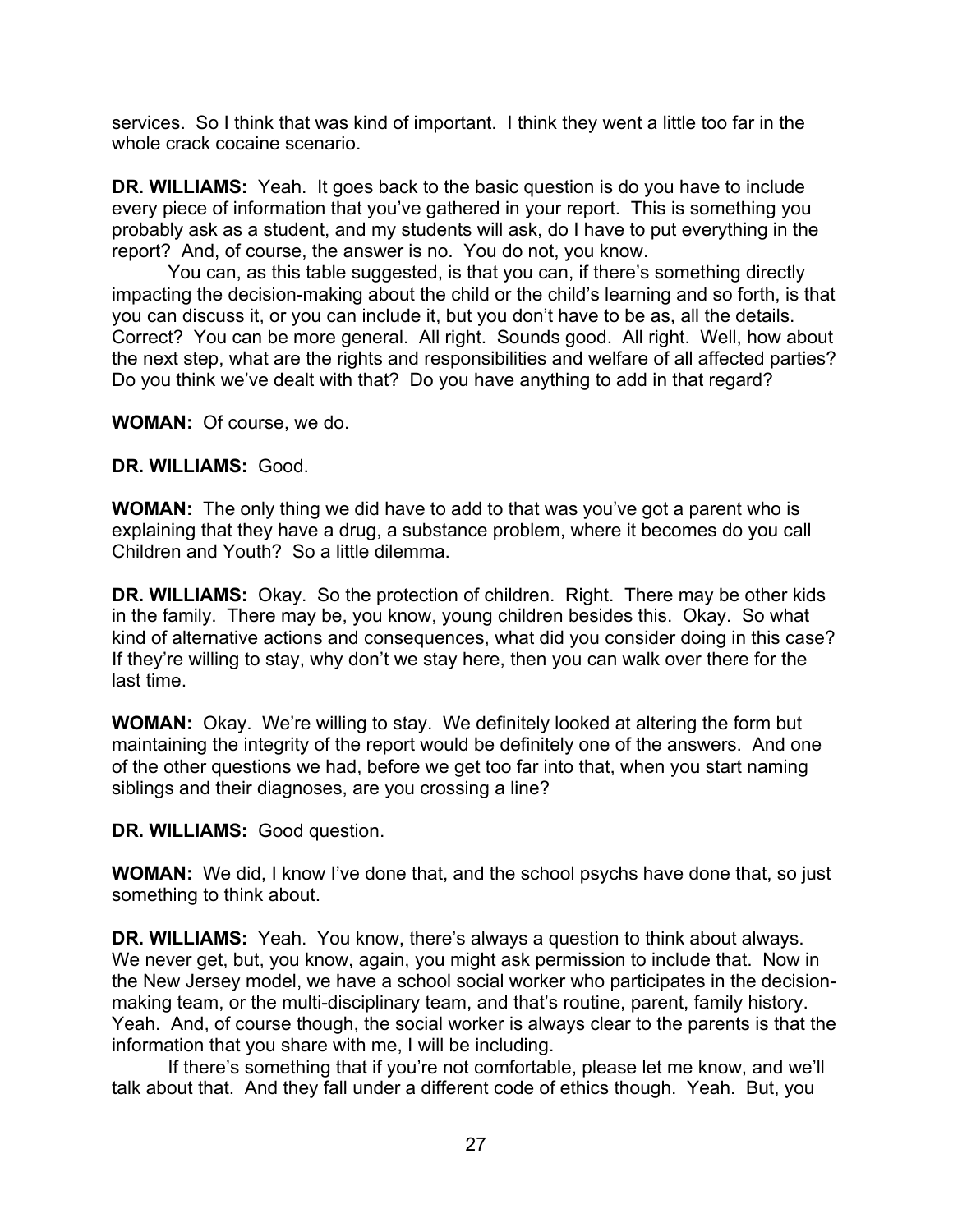services. So I think that was kind of important. I think they went a little too far in the whole crack cocaine scenario.

**DR. WILLIAMS:** Yeah. It goes back to the basic question is do you have to include every piece of information that you've gathered in your report. This is something you probably ask as a student, and my students will ask, do I have to put everything in the report? And, of course, the answer is no. You do not, you know.

You can, as this table suggested, is that you can, if there's something directly impacting the decision-making about the child or the child's learning and so forth, is that you can discuss it, or you can include it, but you don't have to be as, all the details. Correct? You can be more general. All right. Sounds good. All right. Well, how about the next step, what are the rights and responsibilities and welfare of all affected parties? Do you think we've dealt with that? Do you have anything to add in that regard?

**WOMAN:** Of course, we do.

**DR. WILLIAMS:** Good.

**WOMAN:** The only thing we did have to add to that was you've got a parent who is explaining that they have a drug, a substance problem, where it becomes do you call Children and Youth? So a little dilemma.

**DR. WILLIAMS:** Okay. So the protection of children. Right. There may be other kids in the family. There may be, you know, young children besides this. Okay. So what kind of alternative actions and consequences, what did you consider doing in this case? If they're willing to stay, why don't we stay here, then you can walk over there for the last time.

**WOMAN:** Okay. We're willing to stay. We definitely looked at altering the form but maintaining the integrity of the report would be definitely one of the answers. And one of the other questions we had, before we get too far into that, when you start naming siblings and their diagnoses, are you crossing a line?

**DR. WILLIAMS:** Good question.

**WOMAN:** We did, I know I've done that, and the school psychs have done that, so just something to think about.

**DR. WILLIAMS:** Yeah. You know, there's always a question to think about always. We never get, but, you know, again, you might ask permission to include that. Now in the New Jersey model, we have a school social worker who participates in the decision-making team, or the multi-disciplinary team, and that's routine, parent, family history. Yeah. And, of course though, the social worker is always clear to the parents is that the information that you share with me, I will be including.

If there's something that if you're not comfortable, please let me know, and we'll talk about that. And they fall under a different code of ethics though. Yeah. But, you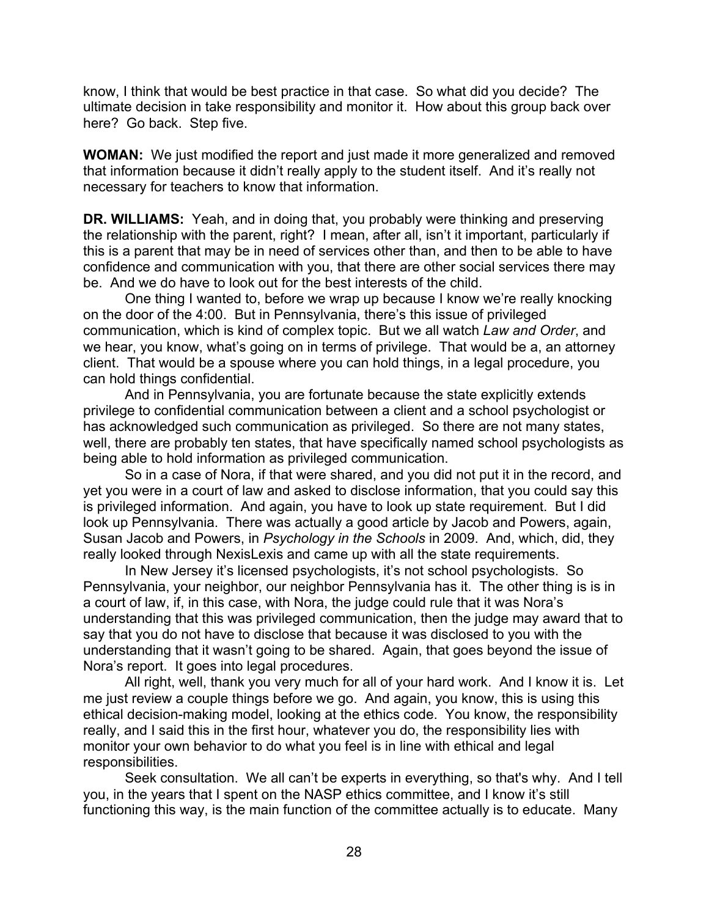know, I think that would be best practice in that case. So what did you decide? The ultimate decision in take responsibility and monitor it. How about this group back over here? Go back. Step five.

**WOMAN:** We just modified the report and just made it more generalized and removed that information because it didn't really apply to the student itself. And it's really not necessary for teachers to know that information.

**DR. WILLIAMS:** Yeah, and in doing that, you probably were thinking and preserving the relationship with the parent, right? I mean, after all, isn't it important, particularly if this is a parent that may be in need of services other than, and then to be able to have confidence and communication with you, that there are other social services there may be. And we do have to look out for the best interests of the child.

One thing I wanted to, before we wrap up because I know we're really knocking on the door of the 4:00. But in Pennsylvania, there's this issue of privileged communication, which is kind of complex topic. But we all watch *Law and Order*, and we hear, you know, what's going on in terms of privilege. That would be a, an attorney client. That would be a spouse where you can hold things, in a legal procedure, you can hold things confidential.

And in Pennsylvania, you are fortunate because the state explicitly extends privilege to confidential communication between a client and a school psychologist or has acknowledged such communication as privileged. So there are not many states, well, there are probably ten states, that have specifically named school psychologists as being able to hold information as privileged communication.

So in a case of Nora, if that were shared, and you did not put it in the record, and yet you were in a court of law and asked to disclose information, that you could say this is privileged information. And again, you have to look up state requirement. But I did look up Pennsylvania. There was actually a good article by Jacob and Powers, again, Susan Jacob and Powers, in *Psychology in the Schools* in 2009. And, which, did, they really looked through NexisLexis and came up with all the state requirements.

In New Jersey it's licensed psychologists, it's not school psychologists. So Pennsylvania, your neighbor, our neighbor Pennsylvania has it. The other thing is is in a court of law, if, in this case, with Nora, the judge could rule that it was Nora's understanding that this was privileged communication, then the judge may award that to say that you do not have to disclose that because it was disclosed to you with the understanding that it wasn't going to be shared. Again, that goes beyond the issue of Nora's report. It goes into legal procedures.

All right, well, thank you very much for all of your hard work. And I know it is. Let me just review a couple things before we go. And again, you know, this is using this ethical decision-making model, looking at the ethics code. You know, the responsibility really, and I said this in the first hour, whatever you do, the responsibility lies with monitor your own behavior to do what you feel is in line with ethical and legal responsibilities.

Seek consultation. We all can't be experts in everything, so that's why. And I tell you, in the years that I spent on the NASP ethics committee, and I know it's still functioning this way, is the main function of the committee actually is to educate. Many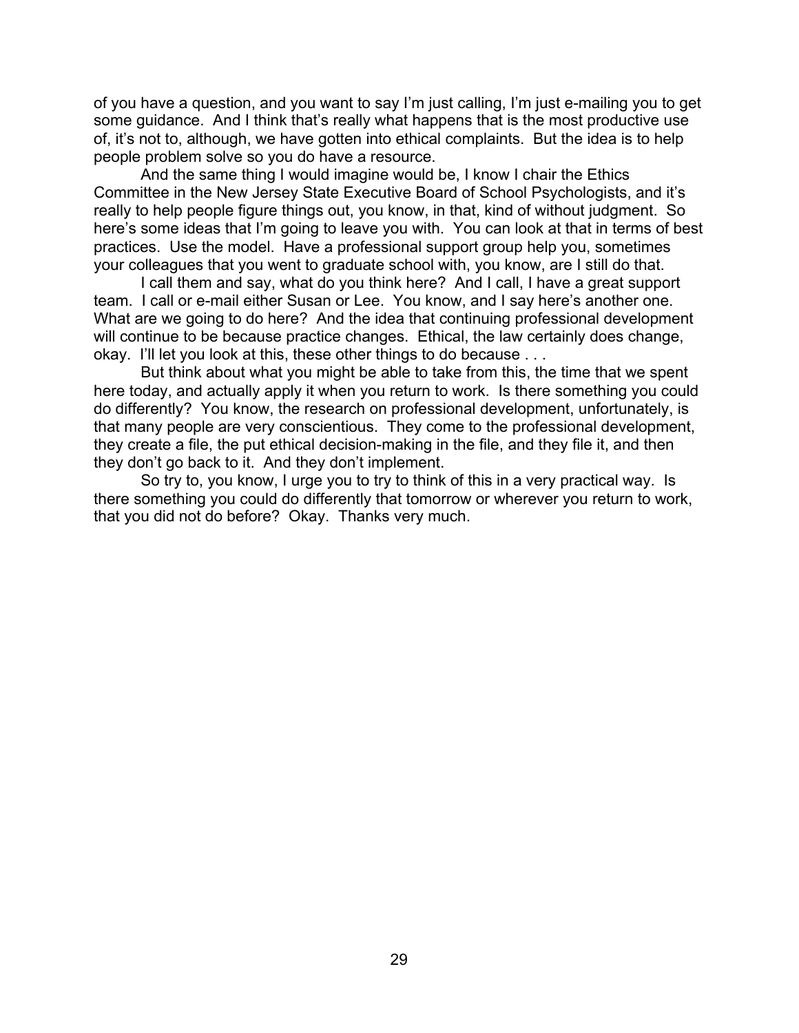of you have a question, and you want to say I'm just calling, I'm just e-mailing you to get some guidance. And I think that's really what happens that is the most productive use of, it's not to, although, we have gotten into ethical complaints. But the idea is to help people problem solve so you do have a resource.

And the same thing I would imagine would be, I know I chair the Ethics Committee in the New Jersey State Executive Board of School Psychologists, and it's really to help people figure things out, you know, in that, kind of without judgment. So here's some ideas that I'm going to leave you with. You can look at that in terms of best practices. Use the model. Have a professional support group help you, sometimes your colleagues that you went to graduate school with, you know, are I still do that.

I call them and say, what do you think here? And I call, I have a great support team. I call or e-mail either Susan or Lee. You know, and I say here's another one. What are we going to do here? And the idea that continuing professional development will continue to be because practice changes. Ethical, the law certainly does change, okay. I'll let you look at this, these other things to do because . . .

But think about what you might be able to take from this, the time that we spent here today, and actually apply it when you return to work. Is there something you could do differently? You know, the research on professional development, unfortunately, is that many people are very conscientious. They come to the professional development, they create a file, the put ethical decision-making in the file, and they file it, and then they don't go back to it. And they don't implement.

So try to, you know, I urge you to try to think of this in a very practical way. Is there something you could do differently that tomorrow or wherever you return to work, that you did not do before? Okay. Thanks very much.